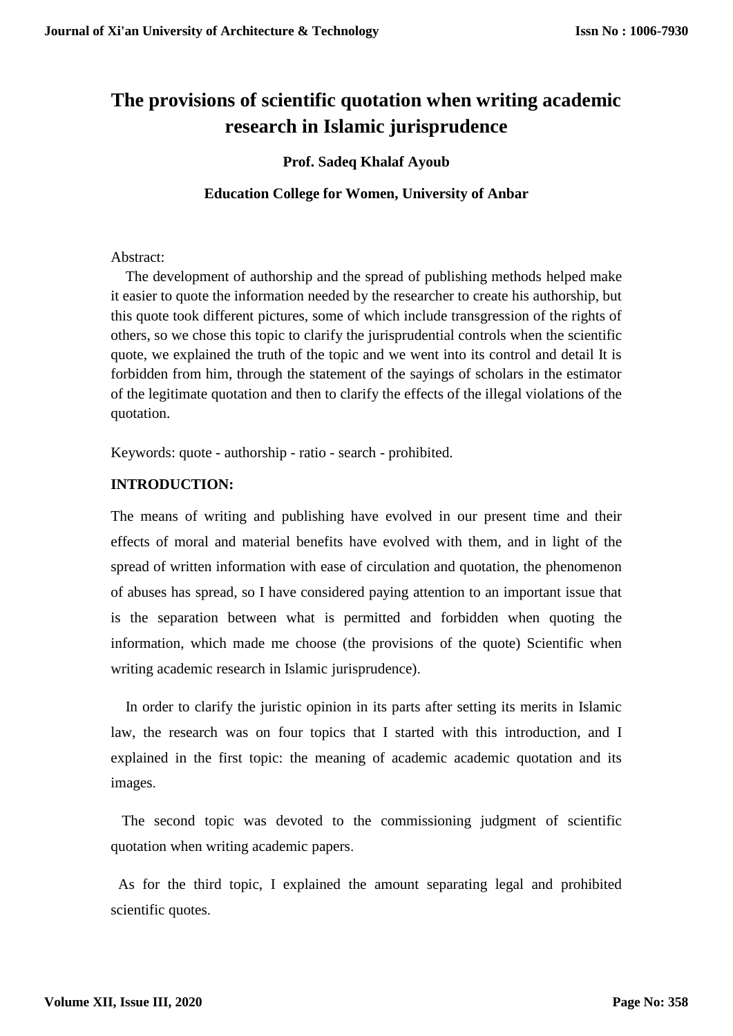# The provisions of scientific quotation when writing academic research in Islamic jurisprudence

**Prof. Sadeq Khalaf Ayoub**

**Education College for Women, University of Anbar**

Abstract:

The development of authorship and the spread of publishing methods helped make it easier to quote the information needed by the researcher to create his authorship, but this quote took different pictures, some of which include transgression of the rights of others, so we chose this topic to clarify the jurisprudential controls when the scientific quote, we explained the truth of the topic and we went into its control and detail It is forbidden from him, through the statement of the sayings of scholars in the estimator of the legitimate quotation and then to clarify the effects of the illegal violations of the quotation.

Keywords: quote - authorship - ratio - search - prohibited.

**INTRODUCTION:**

The means of writing and publishing have evolved in our present time and their effects of moral and material benefits have evolved with them, and in light of the spread of written information with ease of circulation and quotation, the phenomenon of abuses has spread, so I have considered paying attention to an important issue that is the separation between what is permitted and forbidden when quoting the information, which made me choose (the provisions of the quote) Scientific when writing academic research in Islamic jurisprudence).

In order to clarify the juristic opinion in its parts after setting its merits in Islamic law, the research was on four topics that I started with this introduction, and I explained in the first topic: the meaning of academic academic quotation and its images.

The second topic was devoted to the commissioning judgment of scientific quotation when writing academic papers.

As for the third topic, I explained the amount separating legal and prohibited scientific quotes.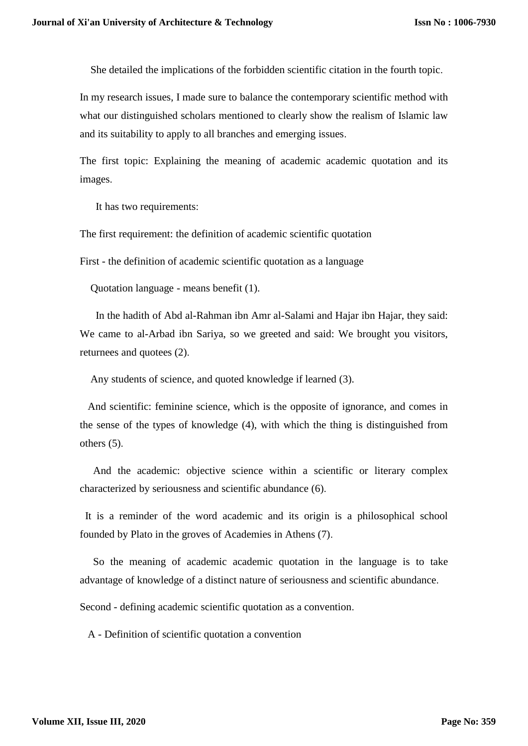She detailed the implications of the forbidden scientific citation in the fourth topic.

In my research issues, I made sure to balance the contemporary scientific method with what our distinguished scholars mentioned to clearly show the realism of Islamic law and its suitability to apply to all branches and emerging issues.

The first topic: Explaining the meaning of academic academic quotation and its images.

It has two requirements:

The first requirement: the definition of academic scientific quotation

First - the definition of academic scientific quotation as a language

Quotation language - means benefit (1).

In the hadith of Abd al-Rahman ibn Amr al-Salami and Hajar ibn Hajar, they said: We came to al-Arbad ibn Sariya, so we greeted and said: We brought you visitors, returnees and quotees (2).

Any students of science, and quoted knowledge if learned (3).

And scientific: feminine science, which is the opposite of ignorance, and comes in the sense of the types of knowledge (4), with which the thing is distinguished from others (5).

And the academic: objective science within a scientific or literary complex characterized by seriousness and scientific abundance (6).

It is a reminder of the word academic and its origin is a philosophical school founded by Plato in the groves of Academies in Athens (7).

So the meaning of academic academic quotation in the language is to take advantage of knowledge of a distinct nature of seriousness and scientific abundance.

Second - defining academic scientific quotation as a convention.

A - Definition of scientific quotation a convention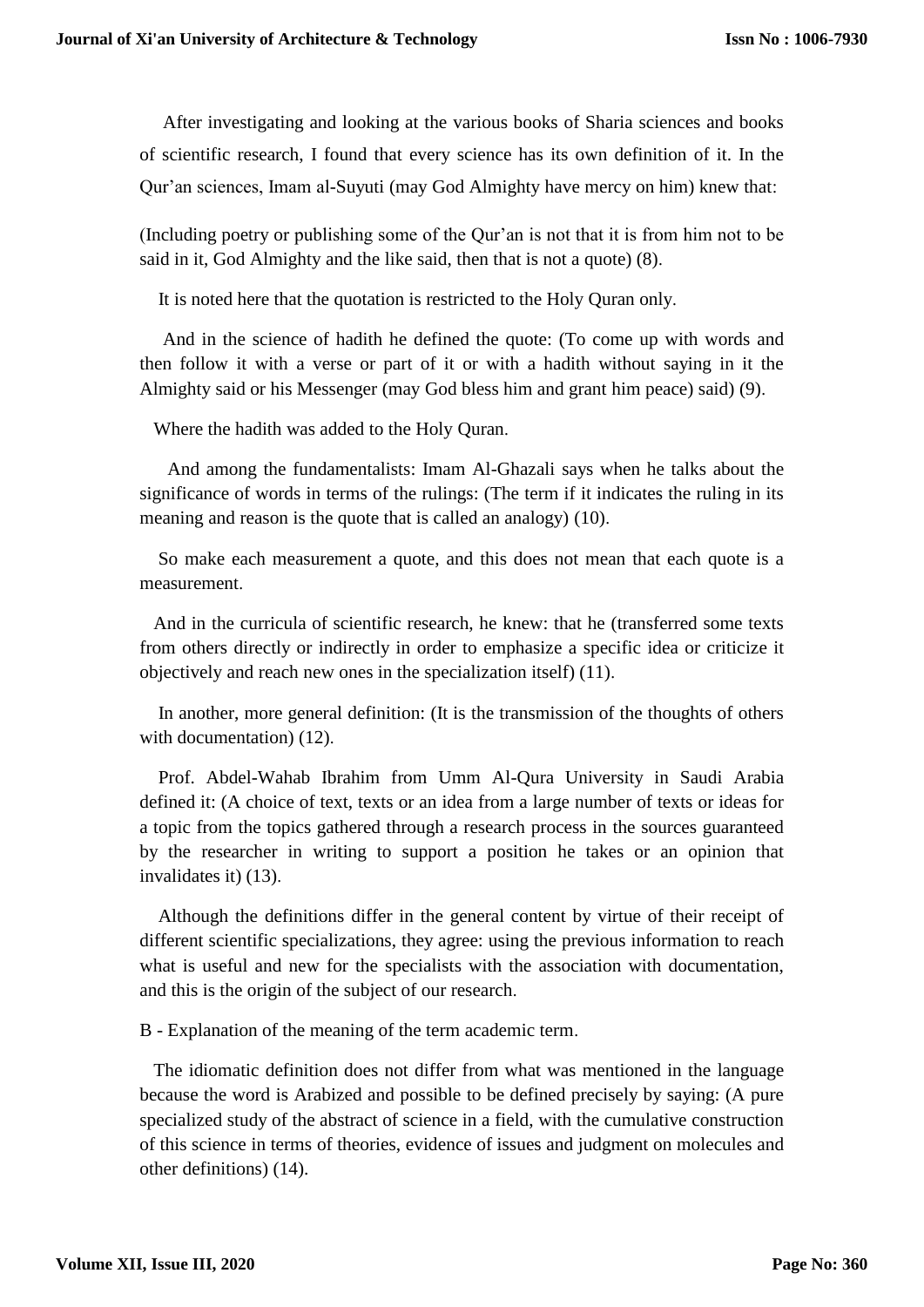After investigating and looking at the various books of Sharia sciences and books of scientific research, I found that every science has its own definition of it. In the Qur'an sciences, Imam al-Suyuti (may God Almighty have mercy on him) knew that:

(Including poetry or publishing some of the Qur'an is not that it is from him not to be said in it, God Almighty and the like said, then that is not a quote) (8).

It is noted here that the quotation is restricted to the Holy Quran only.

And in the science of hadith he defined the quote: (To come up with words and then follow it with a verse or part of it or with a hadith without saying in it the Almighty said or his Messenger (may God bless him and grant him peace) said) (9).

Where the hadith was added to the Holy Quran.

And among the fundamentalists: Imam Al-Ghazali says when he talks about the significance of words in terms of the rulings: (The term if it indicates the ruling in its meaning and reason is the quote that is called an analogy) (10).

So make each measurement a quote, and this does not mean that each quote is a measurement.

And in the curricula of scientific research, he knew: that he (transferred some texts from others directly or indirectly in order to emphasize a specific idea or criticize it objectively and reach new ones in the specialization itself) (11).

In another, more general definition: (It is the transmission of the thoughts of others with documentation) (12).

Prof. Abdel-Wahab Ibrahim from Umm Al-Qura University in Saudi Arabia defined it: (A choice of text, texts or an idea from a large number of texts or ideas for a topic from the topics gathered through a research process in the sources guaranteed by the researcher in writing to support a position he takes or an opinion that invalidates it) (13).

Although the definitions differ in the general content by virtue of their receipt of different scientific specializations, they agree: using the previous information to reach what is useful and new for the specialists with the association with documentation, and this is the origin of the subject of our research.

B - Explanation of the meaning of the term academic term.

The idiomatic definition does not differ from what was mentioned in the language because the word is Arabized and possible to be defined precisely by saying: (A pure specialized study of the abstract of science in a field, with the cumulative construction of this science in terms of theories, evidence of issues and judgment on molecules and other definitions) (14).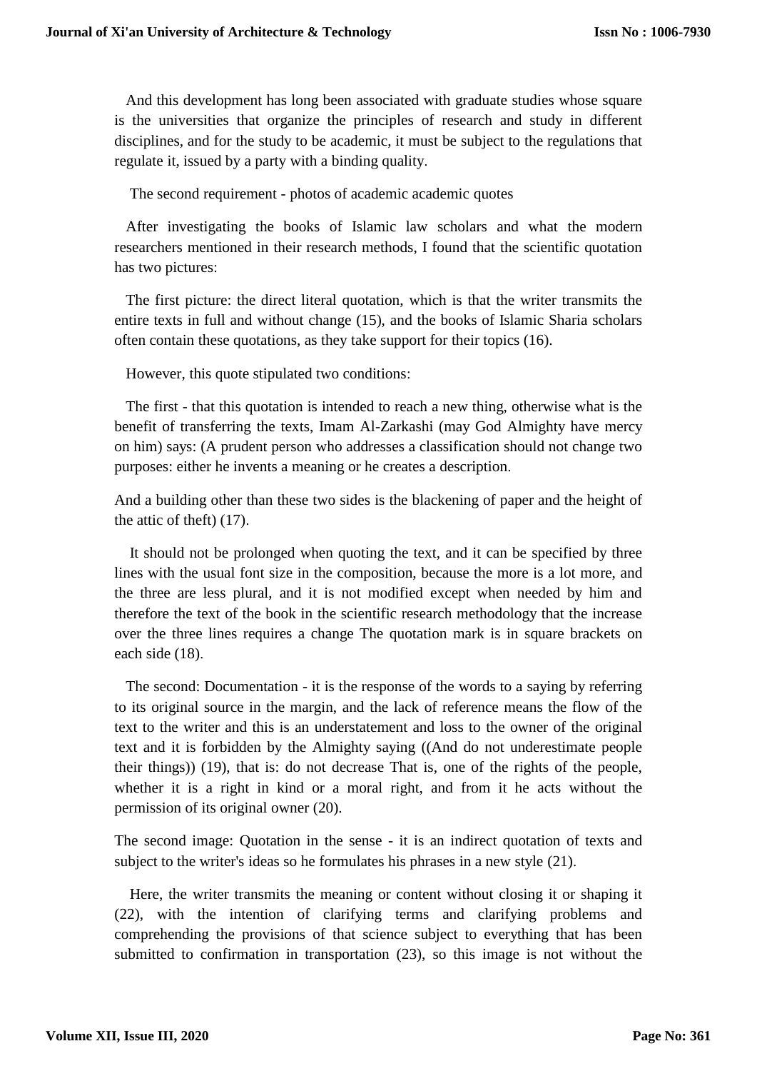And this development has long been associated with graduate studies whose square is the universities that organize the principles of research and study in different disciplines, and for the study to be academic, it must be subject to the regulations that regulate it, issued by a party with a binding quality.

The second requirement - photos of academic academic quotes

After investigating the books of Islamic law scholars and what the modern researchers mentioned in their research methods, I found that the scientific quotation has two pictures:

The first picture: the direct literal quotation, which is that the writer transmits the entire texts in full and without change (15), and the books of Islamic Sharia scholars often contain these quotations, as they take support for their topics (16).

However, this quote stipulated two conditions:

The first - that this quotation is intended to reach a new thing, otherwise what is the benefit of transferring the texts, Imam Al-Zarkashi (may God Almighty have mercy on him) says: (A prudent person who addresses a classification should not change two purposes: either he invents a meaning or he creates a description.

And a building other than these two sides is the blackening of paper and the height of the attic of theft) (17).

It should not be prolonged when quoting the text, and it can be specified by three lines with the usual font size in the composition, because the more is a lot more, and the three are less plural, and it is not modified except when needed by him and therefore the text of the book in the scientific research methodology that the increase over the three lines requires a change The quotation mark is in square brackets on each side (18).

The second: Documentation - it is the response of the words to a saying by referring to its original source in the margin, and the lack of reference means the flow of the text to the writer and this is an understatement and loss to the owner of the original text and it is forbidden by the Almighty saying ((And do not underestimate people their things)) (19), that is: do not decrease That is, one of the rights of the people, whether it is a right in kind or a moral right, and from it he acts without the permission of its original owner (20).

The second image: Quotation in the sense - it is an indirect quotation of texts and subject to the writer's ideas so he formulates his phrases in a new style (21).

Here, the writer transmits the meaning or content without closing it or shaping it (22), with the intention of clarifying terms and clarifying problems and comprehending the provisions of that science subject to everything that has been submitted to confirmation in transportation (23), so this image is not without the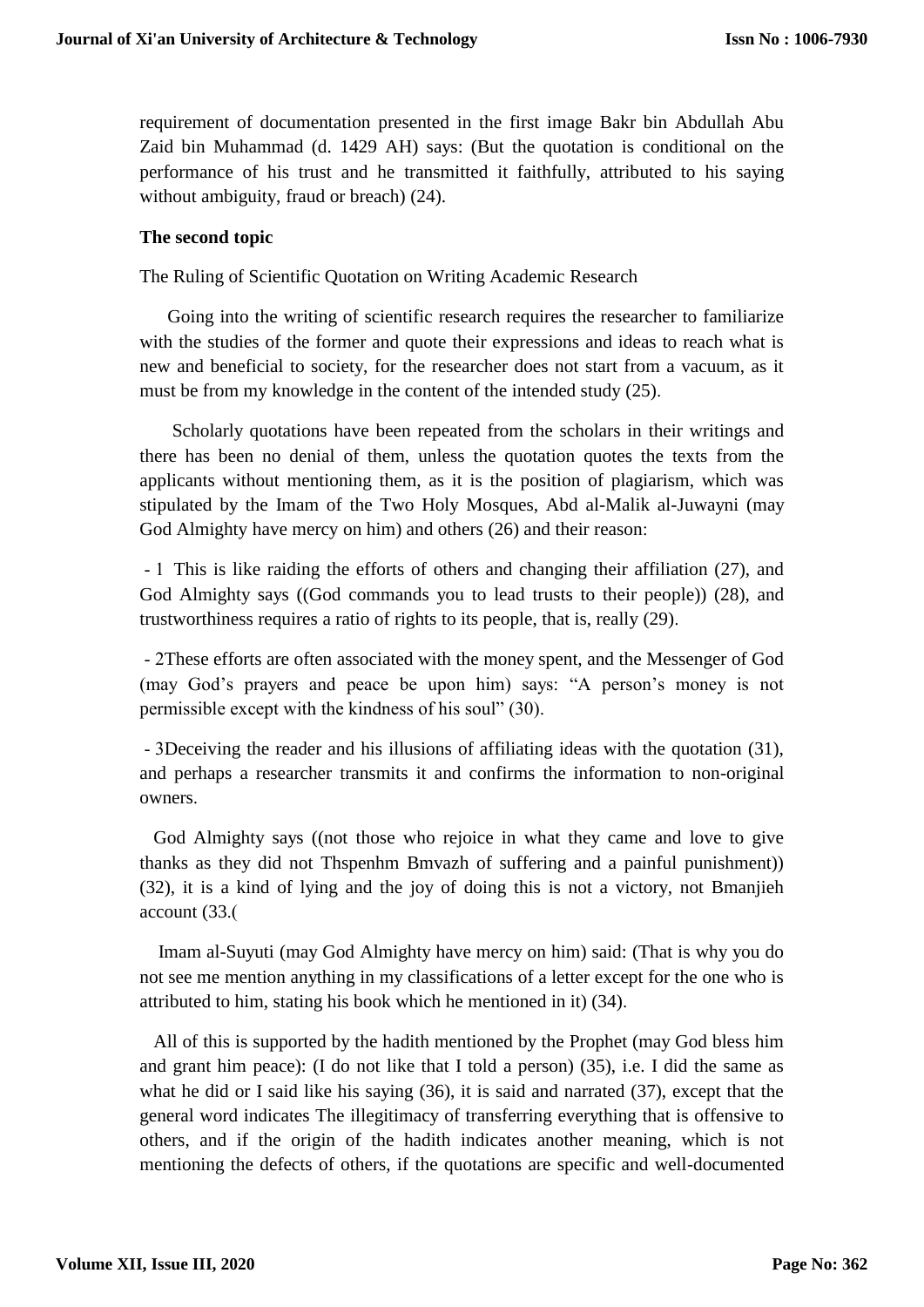requirement of documentation presented in the first image Bakr bin Abdullah Abu Zaid bin Muhammad (d. 1429 AH) says: (But the quotation is conditional on the performance of his trust and he transmitted it faithfully, attributed to his saying without ambiguity, fraud or breach) (24).

**The second topic**

The Ruling of Scientific Quotation on Writing Academic Research

Going into the writing of scientific research requires the researcher to familiarize with the studies of the former and quote their expressions and ideas to reach what is new and beneficial to society, for the researcher does not start from a vacuum, as it must be from my knowledge in the content of the intended study (25).

Scholarly quotations have been repeated from the scholars in their writings and there has been no denial of them, unless the quotation quotes the texts from the applicants without mentioning them, as it is the position of plagiarism, which was stipulated by the Imam of the Two Holy Mosques, Abd al-Malik al-Juwayni (may God Almighty have mercy on him) and others (26) and their reason:

- 1 This is like raiding the efforts of others and changing their affiliation (27), and God Almighty says ((God commands you to lead trusts to their people)) (28), and trustworthiness requires a ratio of rights to its people, that is, really (29).

- 2These efforts are often associated with the money spent, and the Messenger of God (may God's prayers and peace be upon him) says: "A person's money is not permissible except with the kindness of his soul" (30).

- 3Deceiving the reader and his illusions of affiliating ideas with the quotation (31), and perhaps a researcher transmits it and confirms the information to non-original owners.

God Almighty says ((not those who rejoice in what they came and love to give thanks as they did not Thspenhm Bmvazh of suffering and a painful punishment)) (32), it is a kind of lying and the joy of doing this is not a victory, not Bmanjieh account (33.(

Imam al-Suyuti (may God Almighty have mercy on him) said: (That is why you do not see me mention anything in my classifications of a letter except for the one who is attributed to him, stating his book which he mentioned in it) (34).

All of this is supported by the hadith mentioned by the Prophet (may God bless him and grant him peace): (I do not like that I told a person) (35), i.e. I did the same as what he did or I said like his saying (36), it is said and narrated (37), except that the general word indicates The illegitimacy of transferring everything that is offensive to others, and if the origin of the hadith indicates another meaning, which is not mentioning the defects of others, if the quotations are specific and well-documented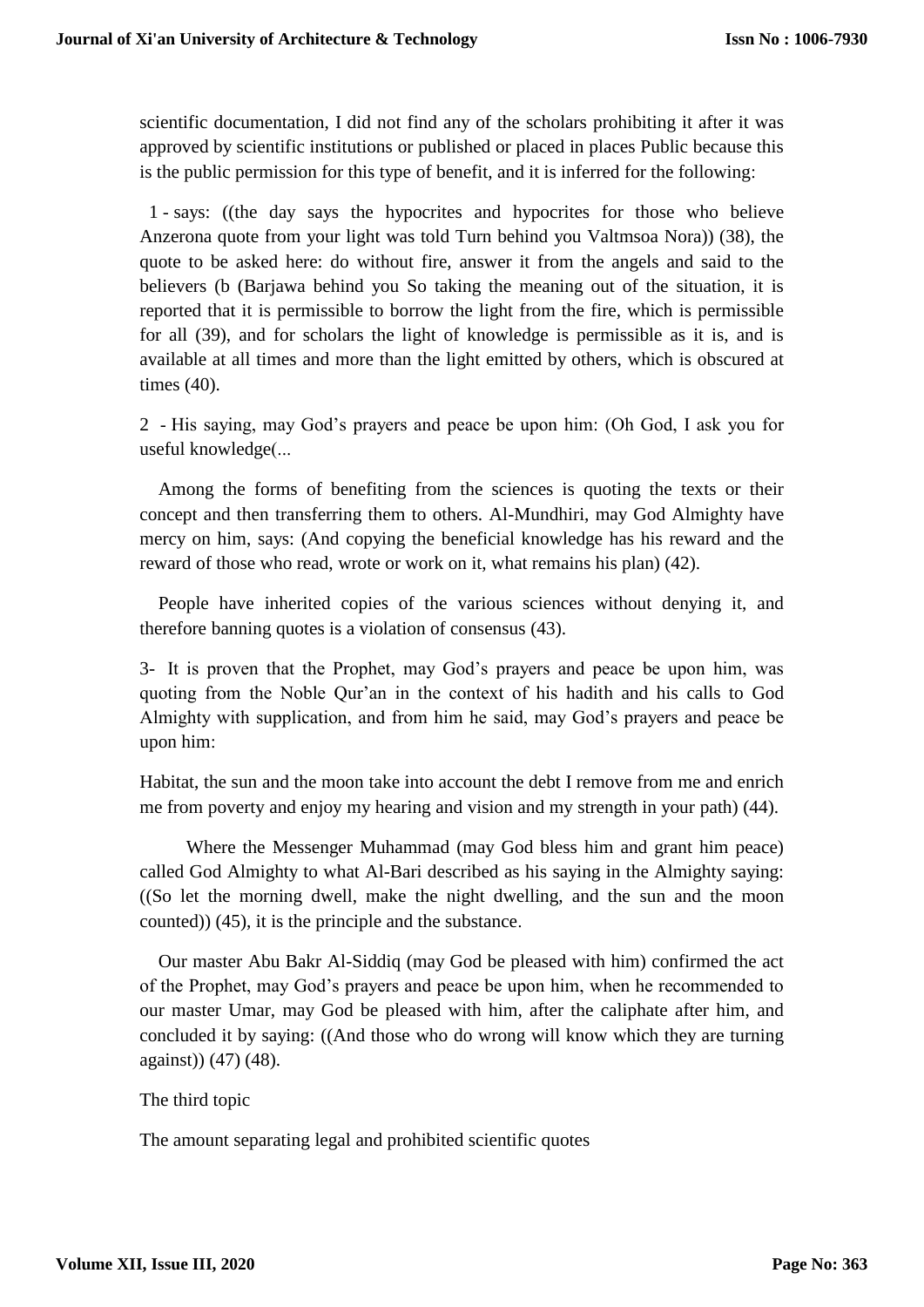scientific documentation, I did not find any of the scholars prohibiting it after it was approved by scientific institutions or published or placed in places Public because this is the public permission for this type of benefit, and it is inferred for the following:

1 - says: ((the day says the hypocrites and hypocrites for those who believe Anzerona quote from your light was told Turn behind you Valtmsoa Nora)) (38), the quote to be asked here: do without fire, answer it from the angels and said to the believers (b (Barjawa behind you So taking the meaning out of the situation, it is reported that it is permissible to borrow the light from the fire, which is permissible for all (39), and for scholars the light of knowledge is permissible as it is, and is available at all times and more than the light emitted by others, which is obscured at times (40).

2 - His saying, may God's prayers and peace be upon him: (Oh God, I ask you for useful knowledge(...

Among the forms of benefiting from the sciences is quoting the texts or their concept and then transferring them to others. Al-Mundhiri, may God Almighty have mercy on him, says: (And copying the beneficial knowledge has his reward and the reward of those who read, wrote or work on it, what remains his plan) (42).

People have inherited copies of the various sciences without denying it, and therefore banning quotes is a violation of consensus (43).

3- It is proven that the Prophet, may God's prayers and peace be upon him, was quoting from the Noble Qur'an in the context of his hadith and his calls to God Almighty with supplication, and from him he said, may God's prayers and peace be upon him:

Habitat, the sun and the moon take into account the debt I remove from me and enrich me from poverty and enjoy my hearing and vision and my strength in your path) (44).

Where the Messenger Muhammad (may God bless him and grant him peace) called God Almighty to what Al-Bari described as his saying in the Almighty saying: ((So let the morning dwell, make the night dwelling, and the sun and the moon counted)) (45), it is the principle and the substance.

Our master Abu Bakr Al-Siddiq (may God be pleased with him) confirmed the act of the Prophet, may God's prayers and peace be upon him, when he recommended to our master Umar, may God be pleased with him, after the caliphate after him, and concluded it by saying: ((And those who do wrong will know which they are turning against)) (47) (48).

## The third topic

## The amount separating legal and prohibited scientific quotes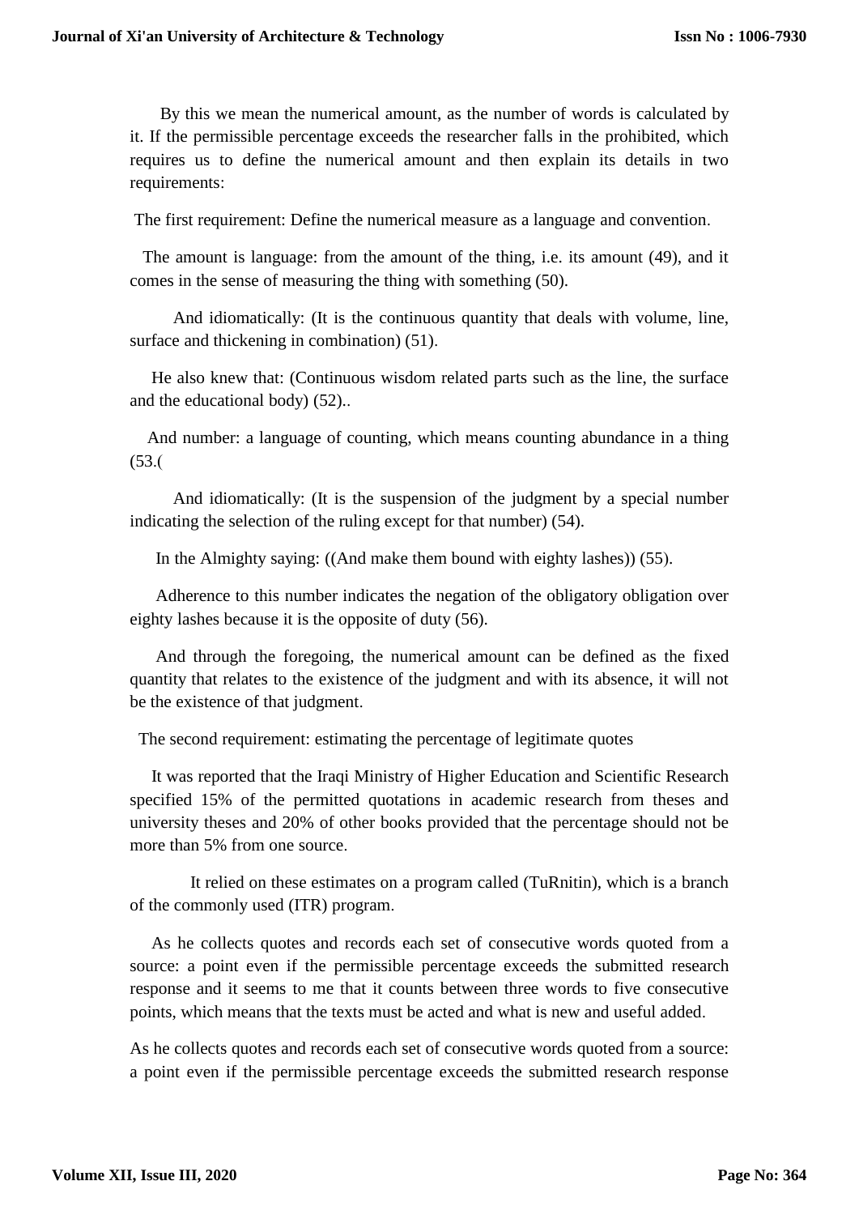By this we mean the numerical amount, as the number of words is calculated by it. If the permissible percentage exceeds the researcher falls in the prohibited, which requires us to define the numerical amount and then explain its details in two requirements:

The first requirement: Define the numerical measure as a language and convention.

The amount is language: from the amount of the thing, i.e. its amount (49), and it comes in the sense of measuring the thing with something (50).

And idiomatically: (It is the continuous quantity that deals with volume, line, surface and thickening in combination) (51).

He also knew that: (Continuous wisdom related parts such as the line, the surface and the educational body) (52)..

And number: a language of counting, which means counting abundance in a thing (53.(

And idiomatically: (It is the suspension of the judgment by a special number indicating the selection of the ruling except for that number) (54).

In the Almighty saying: ((And make them bound with eighty lashes)) (55).

Adherence to this number indicates the negation of the obligatory obligation over eighty lashes because it is the opposite of duty (56).

And through the foregoing, the numerical amount can be defined as the fixed quantity that relates to the existence of the judgment and with its absence, it will not be the existence of that judgment.

The second requirement: estimating the percentage of legitimate quotes

It was reported that the Iraqi Ministry of Higher Education and Scientific Research specified 15% of the permitted quotations in academic research from theses and university theses and 20% of other books provided that the percentage should not be more than 5% from one source.

It relied on these estimates on a program called (TuRnitin), which is a branch of the commonly used (ITR) program.

As he collects quotes and records each set of consecutive words quoted from a source: a point even if the permissible percentage exceeds the submitted research response and it seems to me that it counts between three words to five consecutive points, which means that the texts must be acted and what is new and useful added.

As he collects quotes and records each set of consecutive words quoted from a source: a point even if the permissible percentage exceeds the submitted research response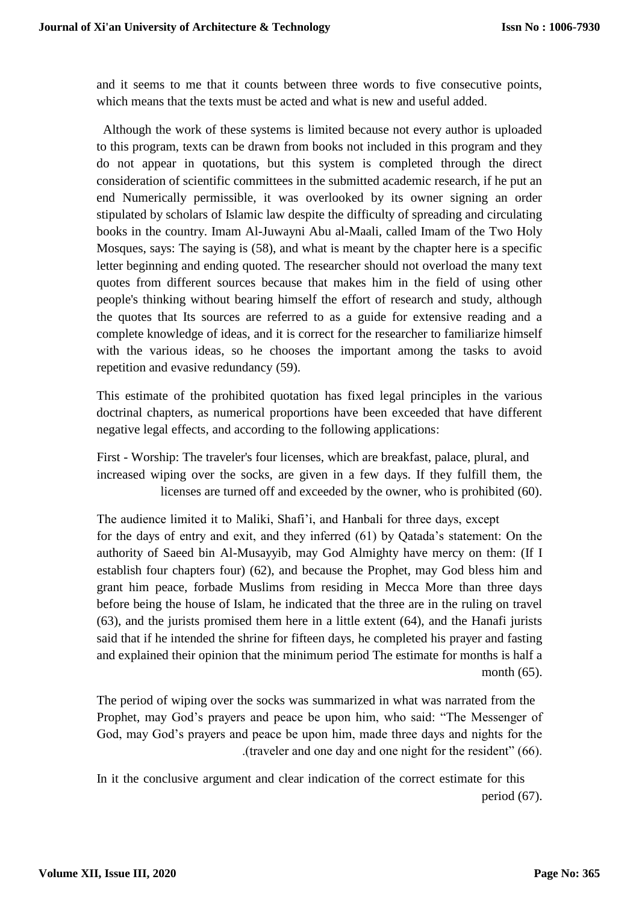and it seems to me that it counts between three words to five consecutive points, which means that the texts must be acted and what is new and useful added.

Although the work of these systems is limited because not every author is uploaded to this program, texts can be drawn from books not included in this program and they do not appear in quotations, but this system is completed through the direct consideration of scientific committees in the submitted academic research, if he put an end Numerically permissible, it was overlooked by its owner signing an order stipulated by scholars of Islamic law despite the difficulty of spreading and circulating books in the country. Imam Al-Juwayni Abu al-Maali, called Imam of the Two Holy Mosques, says: The saying is (58), and what is meant by the chapter here is a specific letter beginning and ending quoted. The researcher should not overload the many text quotes from different sources because that makes him in the field of using other people's thinking without bearing himself the effort of research and study, although the quotes that Its sources are referred to as a guide for extensive reading and a complete knowledge of ideas, and it is correct for the researcher to familiarize himself with the various ideas, so he chooses the important among the tasks to avoid repetition and evasive redundancy (59).

This estimate of the prohibited quotation has fixed legal principles in the various doctrinal chapters, as numerical proportions have been exceeded that have different negative legal effects, and according to the following applications:

First - Worship: The traveler's four licenses, which are breakfast, palace, plural, and increased wiping over the socks, are given in a few days. If they fulfill them, the licenses are turned off and exceeded by the owner, who is prohibited (60).

The audience limited it to Maliki, Shafi'i, and Hanbali for three days, except for the days of entry and exit, and they inferred (61) by Qatada's statement: On the authority of Saeed bin Al-Musayyib, may God Almighty have mercy on them: (If I establish four chapters four) (62), and because the Prophet, may God bless him and grant him peace, forbade Muslims from residing in Mecca More than three days before being the house of Islam, he indicated that the three are in the ruling on travel (63), and the jurists promised them here in a little extent (64), and the Hanafi jurists said that if he intended the shrine for fifteen days, he completed his prayer and fasting and explained their opinion that the minimum period The estimate for months is half a month (65).

The period of wiping over the socks was summarized in what was narrated from the Prophet, may God's prayers and peace be upon him, who said: "The Messenger of God, may God's prayers and peace be upon him, made three days and nights for the traveler and one day and one night for the resident" (66).

In it the conclusive argument and clear indication of the correct estimate for this period (67).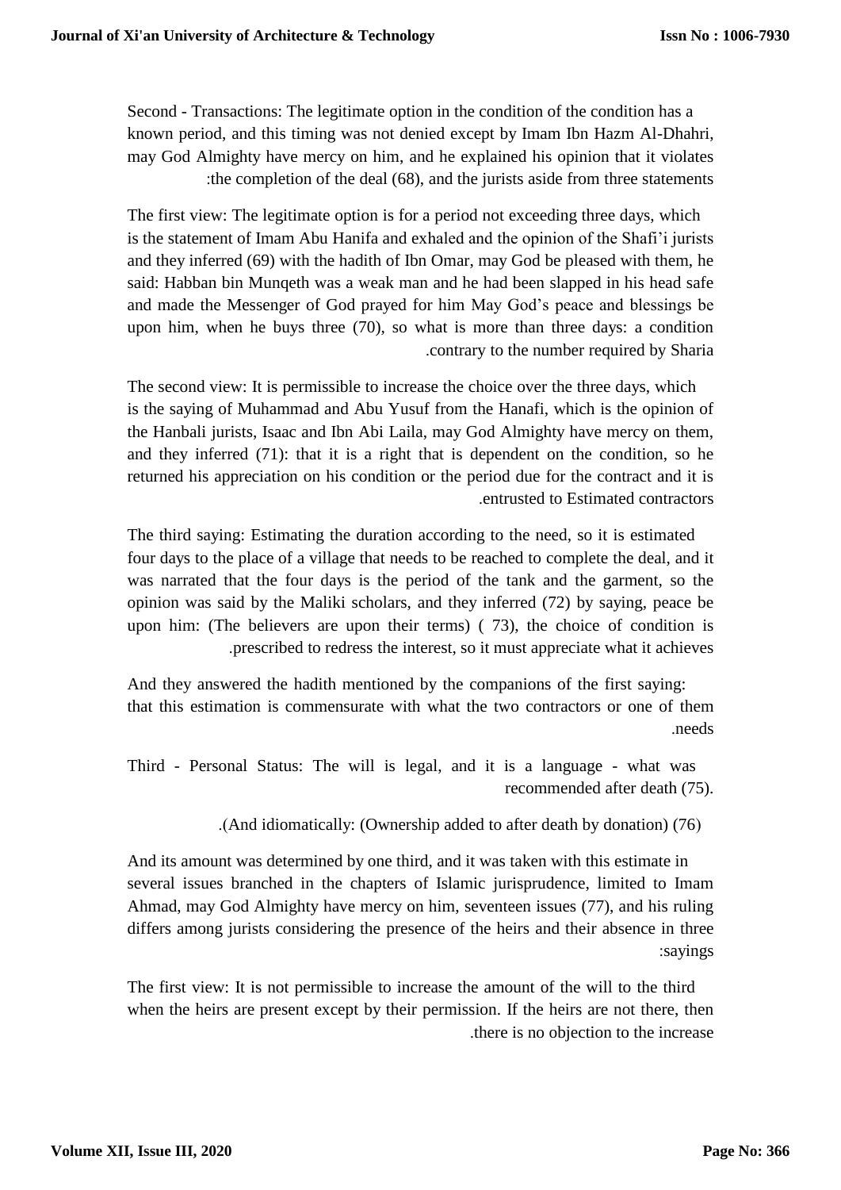Second - Transactions: The legitimate option in the condition of the condition has a known period, and this timing was not denied except by Imam Ibn Hazm Al-Dhahri, may God Almighty have mercy on him, and he explained his opinion that it violates the completion of the deal (68), and the jurists aside from three statements:

The first view: The legitimate option is for a period not exceeding three days, which is the statement of Imam Abu Hanifa and exhaled and the opinion of the Shafi'i jurists and they inferred (69) with the hadith of Ibn Omar, may God be pleased with them, he said: Habban bin Munqeth was a weak man and he had been slapped in his head safe and made the Messenger of God prayed for him May God's peace and blessings be upon him, when he buys three (70), so what is more than three days: a condition contrary to the number required by Sharia.

The second view: It is permissible to increase the choice over the three days, which is the saying of Muhammad and Abu Yusuf from the Hanafi, which is the opinion of the Hanbali jurists, Isaac and Ibn Abi Laila, may God Almighty have mercy on them, and they inferred (71): that it is a right that is dependent on the condition, so he returned his appreciation on his condition or the period due for the contract and it is entrusted to Estimated contractors.

The third saying: Estimating the duration according to the need, so it is estimated four days to the place of a village that needs to be reached to complete the deal, and it was narrated that the four days is the period of the tank and the garment, so the opinion was said by the Maliki scholars, and they inferred (72) by saying, peace be upon him: (The believers are upon their terms) ( 73), the choice of condition is prescribed to redress the interest, so it must appreciate what it achieves.

And they answered the hadith mentioned by the companions of the first saying: that this estimation is commensurate with what the two contractors or one of them needs.

Third - Personal Status: The will is legal, and it is a language - what was recommended after death (75).

(And idiomatically: (Ownership added to after death by donation) (76).

And its amount was determined by one third, and it was taken with this estimate in several issues branched in the chapters of Islamic jurisprudence, limited to Imam Ahmad, may God Almighty have mercy on him, seventeen issues (77), and his ruling differs among jurists considering the presence of the heirs and their absence in three sayings:

The first view: It is not permissible to increase the amount of the will to the third when the heirs are present except by their permission. If the heirs are not there, then there is no objection to the increase.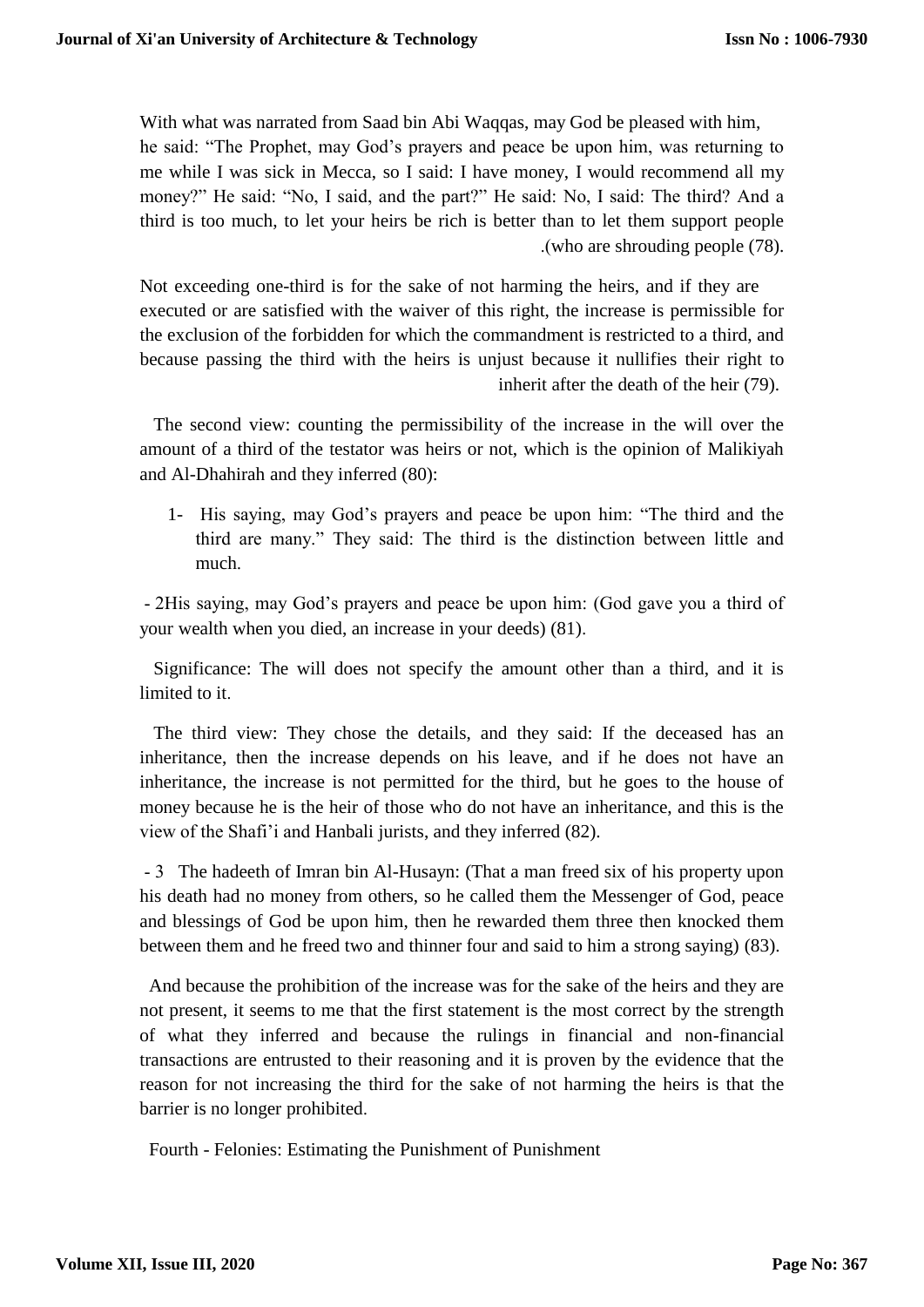With what was narrated from Saad bin Abi Waqqas, may God be pleased with him, he said: “The Prophet, may God’s prayers and peace be upon him, was returning to me while I was sick in Mecca, so I said: I have money, I would recommend all my money?” He said: “No, I said, and the part?” He said: No, I said: The third? And a third is too much, to let your heirs be rich is better than to let them support people .(who are shrouding people (78).

Not exceeding one-third is for the sake of not harming the heirs, and if they are executed or are satisfied with the waiver of this right, the increase is permissible for the exclusion of the forbidden for which the commandment is restricted to a third, and because passing the third with the heirs is unjust because it nullifies their right to inherit after the death of the heir (79).

The second view: counting the permissibility of the increase in the will over the amount of a third of the testator was heirs or not, which is the opinion of Malikiyah and Al-Dhahirah and they inferred (80):

1- His saying, may God’s prayers and peace be upon him: “The third and the third are many.” They said: The third is the distinction between little and much.

- 2His saying, may God’s prayers and peace be upon him: (God gave you a third of your wealth when you died, an increase in your deeds) (81).

Significance: The will does not specify the amount other than a third, and it is limited to it.

The third view: They chose the details, and they said: If the deceased has an inheritance, then the increase depends on his leave, and if he does not have an inheritance, the increase is not permitted for the third, but he goes to the house of money because he is the heir of those who do not have an inheritance, and this is the view of the Shafi’i and Hanbali jurists, and they inferred (82).

- 3 The hadeeth of Imran bin Al-Husayn: (That a man freed six of his property upon his death had no money from others, so he called them the Messenger of God, peace and blessings of God be upon him, then he rewarded them three then knocked them between them and he freed two and thinner four and said to him a strong saying) (83).

And because the prohibition of the increase was for the sake of the heirs and they are not present, it seems to me that the first statement is the most correct by the strength of what they inferred and because the rulings in financial and non-financial transactions are entrusted to their reasoning and it is proven by the evidence that the reason for not increasing the third for the sake of not harming the heirs is that the barrier is no longer prohibited.

Fourth - Felonies: Estimating the Punishment of Punishment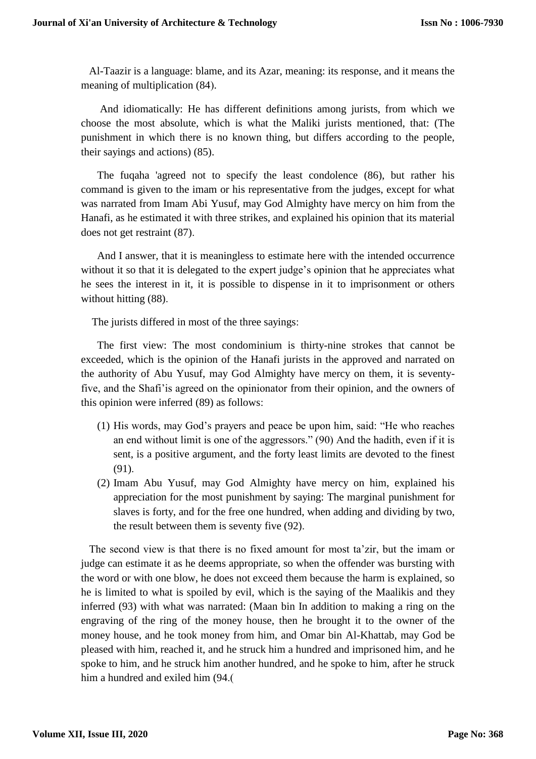Al-Taazir is a language: blame, and its Azar, meaning: its response, and it means the meaning of multiplication (84).

And idiomatically: He has different definitions among jurists, from which we choose the most absolute, which is what the Maliki jurists mentioned, that: (The punishment in which there is no known thing, but differs according to the people, their sayings and actions) (85).

The fuqaha 'agreed not to specify the least condolence (86), but rather his command is given to the imam or his representative from the judges, except for what was narrated from Imam Abi Yusuf, may God Almighty have mercy on him from the Hanafi, as he estimated it with three strikes, and explained his opinion that its material does not get restraint (87).

And I answer, that it is meaningless to estimate here with the intended occurrence without it so that it is delegated to the expert judge's opinion that he appreciates what he sees the interest in it, it is possible to dispense in it to imprisonment or others without hitting (88).

The jurists differed in most of the three sayings:

The first view: The most condominium is thirty-nine strokes that cannot be exceeded, which is the opinion of the Hanafi jurists in the approved and narrated on the authority of Abu Yusuf, may God Almighty have mercy on them, it is seventy-five, and the Shafi'is agreed on the opinionator from their opinion, and the owners of this opinion were inferred (89) as follows:

(1) His words, may God's prayers and peace be upon him, said: "He who reaches an end without limit is one of the aggressors." (90) And the hadith, even if it is sent, is a positive argument, and the forty least limits are devoted to the finest (91).
(2) Imam Abu Yusuf, may God Almighty have mercy on him, explained his appreciation for the most punishment by saying: The marginal punishment for slaves is forty, and for the free one hundred, when adding and dividing by two, the result between them is seventy five (92).

The second view is that there is no fixed amount for most ta'zir, but the imam or judge can estimate it as he deems appropriate, so when the offender was bursting with the word or with one blow, he does not exceed them because the harm is explained, so he is limited to what is spoiled by evil, which is the saying of the Maalikis and they inferred (93) with what was narrated: (Maan bin In addition to making a ring on the engraving of the ring of the money house, then he brought it to the owner of the money house, and he took money from him, and Omar bin Al-Khattab, may God be pleased with him, reached it, and he struck him a hundred and imprisoned him, and he spoke to him, and he struck him another hundred, and he spoke to him, after he struck him a hundred and exiled him (94.(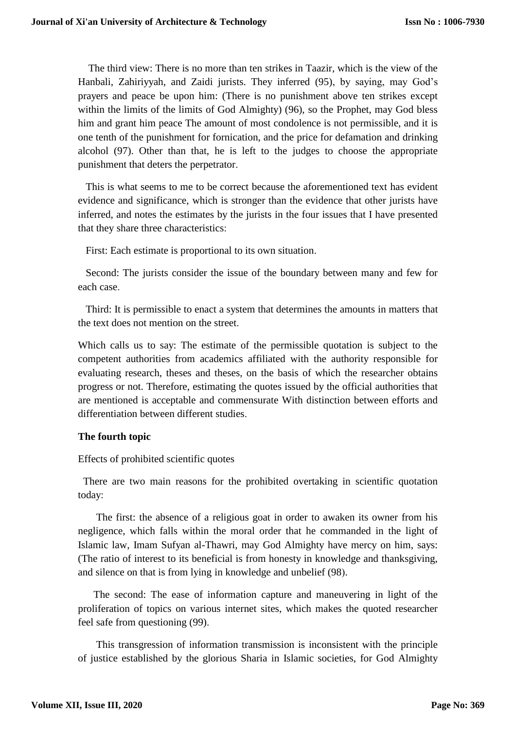The third view: There is no more than ten strikes in Taazir, which is the view of the Hanbali, Zahiriyyah, and Zaidi jurists. They inferred (95), by saying, may God's prayers and peace be upon him: (There is no punishment above ten strikes except within the limits of the limits of God Almighty) (96), so the Prophet, may God bless him and grant him peace The amount of most condolence is not permissible, and it is one tenth of the punishment for fornication, and the price for defamation and drinking alcohol (97). Other than that, he is left to the judges to choose the appropriate punishment that deters the perpetrator.

This is what seems to me to be correct because the aforementioned text has evident evidence and significance, which is stronger than the evidence that other jurists have inferred, and notes the estimates by the jurists in the four issues that I have presented that they share three characteristics:

First: Each estimate is proportional to its own situation.

Second: The jurists consider the issue of the boundary between many and few for each case.

Third: It is permissible to enact a system that determines the amounts in matters that the text does not mention on the street.

Which calls us to say: The estimate of the permissible quotation is subject to the competent authorities from academics affiliated with the authority responsible for evaluating research, theses and theses, on the basis of which the researcher obtains progress or not. Therefore, estimating the quotes issued by the official authorities that are mentioned is acceptable and commensurate With distinction between efforts and differentiation between different studies.

**The fourth topic**

Effects of prohibited scientific quotes

There are two main reasons for the prohibited overtaking in scientific quotation today:

The first: the absence of a religious goat in order to awaken its owner from his negligence, which falls within the moral order that he commanded in the light of Islamic law, Imam Sufyan al-Thawri, may God Almighty have mercy on him, says: (The ratio of interest to its beneficial is from honesty in knowledge and thanksgiving, and silence on that is from lying in knowledge and unbelief (98).

The second: The ease of information capture and maneuvering in light of the proliferation of topics on various internet sites, which makes the quoted researcher feel safe from questioning (99).

This transgression of information transmission is inconsistent with the principle of justice established by the glorious Sharia in Islamic societies, for God Almighty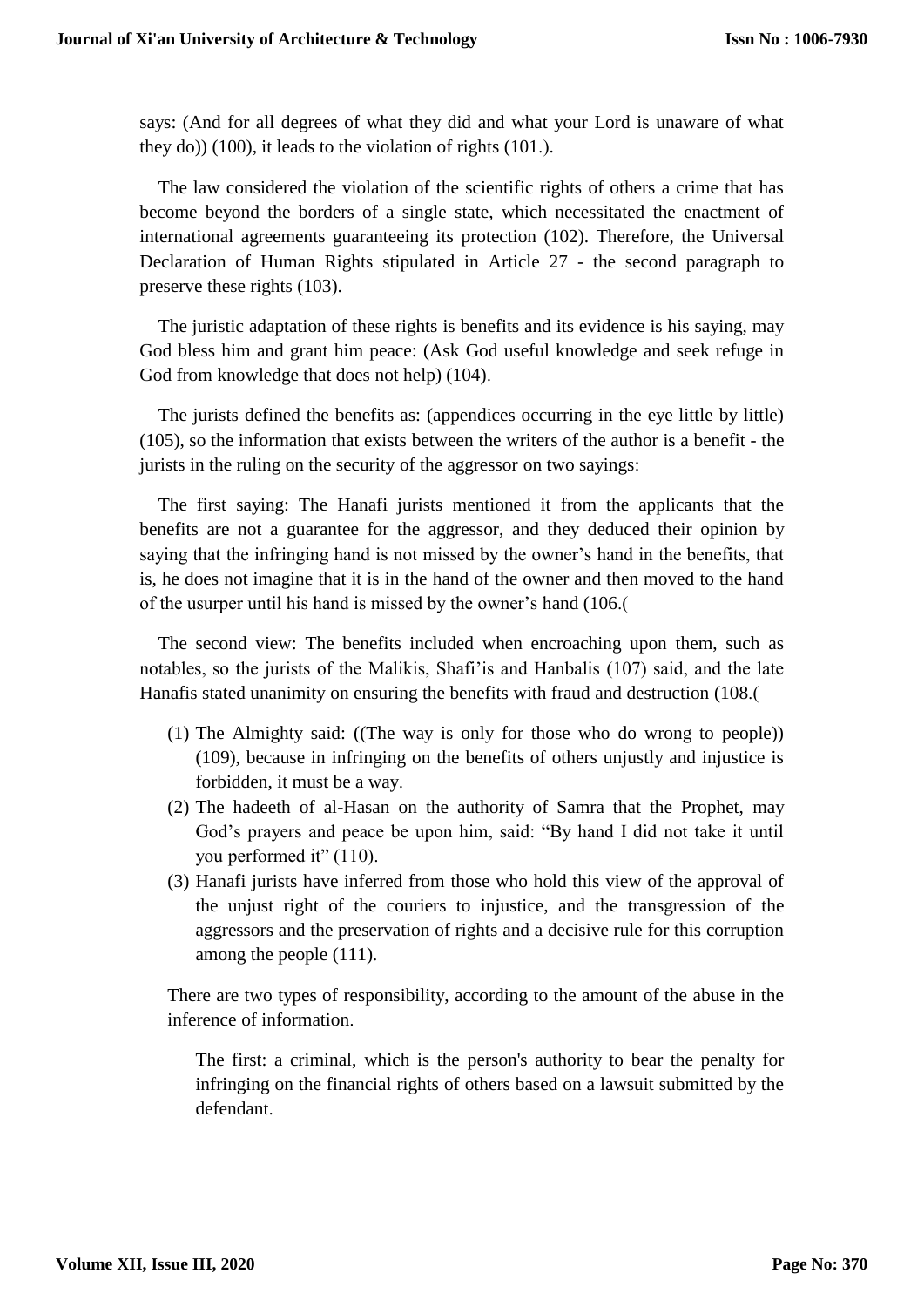says: (And for all degrees of what they did and what your Lord is unaware of what they do)) (100), it leads to the violation of rights (101.).

The law considered the violation of the scientific rights of others a crime that has become beyond the borders of a single state, which necessitated the enactment of international agreements guaranteeing its protection (102). Therefore, the Universal Declaration of Human Rights stipulated in Article 27 - the second paragraph to preserve these rights (103).

The juristic adaptation of these rights is benefits and its evidence is his saying, may God bless him and grant him peace: (Ask God useful knowledge and seek refuge in God from knowledge that does not help) (104).

The jurists defined the benefits as: (appendices occurring in the eye little by little) (105), so the information that exists between the writers of the author is a benefit - the jurists in the ruling on the security of the aggressor on two sayings:

The first saying: The Hanafi jurists mentioned it from the applicants that the benefits are not a guarantee for the aggressor, and they deduced their opinion by saying that the infringing hand is not missed by the owner's hand in the benefits, that is, he does not imagine that it is in the hand of the owner and then moved to the hand of the usurper until his hand is missed by the owner's hand (106.(

The second view: The benefits included when encroaching upon them, such as notables, so the jurists of the Malikis, Shafi'is and Hanbalis (107) said, and the late Hanafis stated unanimity on ensuring the benefits with fraud and destruction (108.(

(1) The Almighty said: ((The way is only for those who do wrong to people)) (109), because in infringing on the benefits of others unjustly and injustice is forbidden, it must be a way.
(2) The hadeeth of al-Hasan on the authority of Samra that the Prophet, may God's prayers and peace be upon him, said: "By hand I did not take it until you performed it" (110).
(3) Hanafi jurists have inferred from those who hold this view of the approval of the unjust right of the couriers to injustice, and the transgression of the aggressors and the preservation of rights and a decisive rule for this corruption among the people (111).

There are two types of responsibility, according to the amount of the abuse in the inference of information.

The first: a criminal, which is the person's authority to bear the penalty for infringing on the financial rights of others based on a lawsuit submitted by the defendant.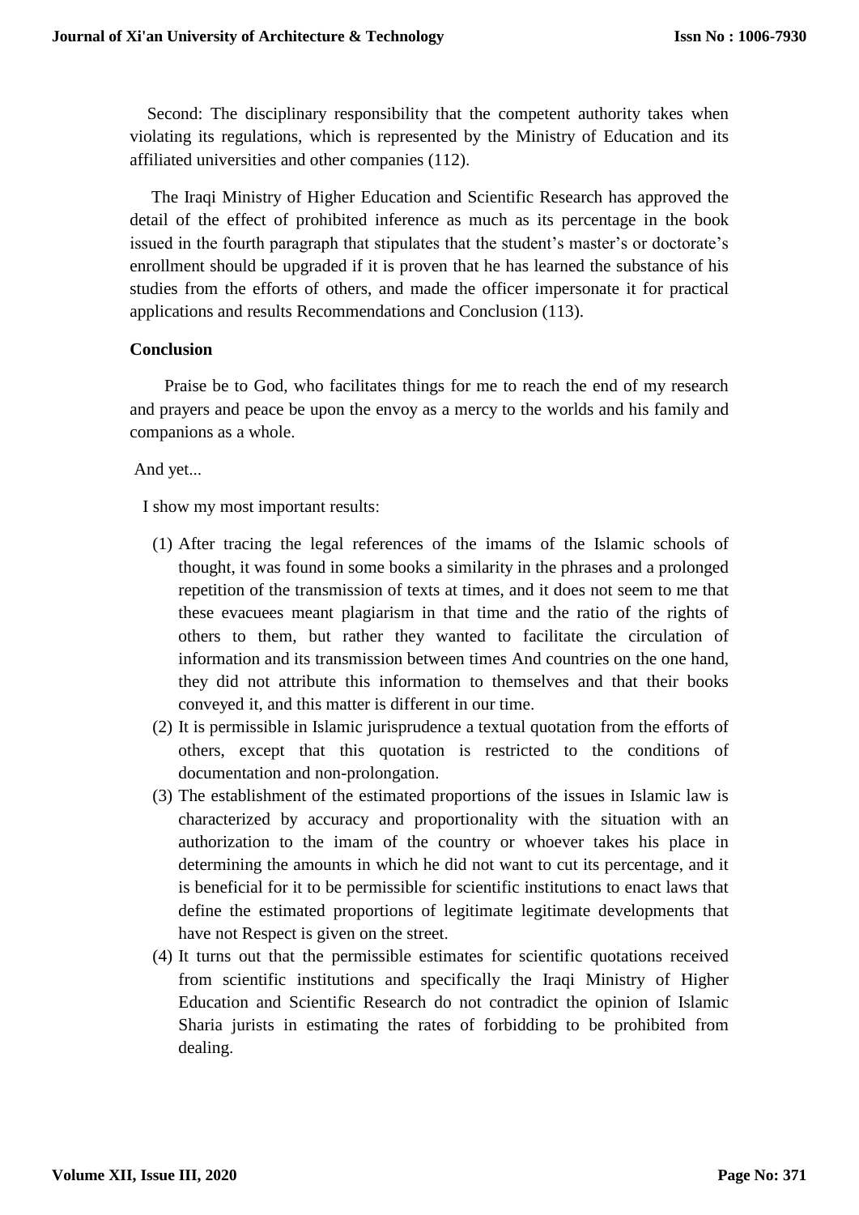Second: The disciplinary responsibility that the competent authority takes when violating its regulations, which is represented by the Ministry of Education and its affiliated universities and other companies (112).

The Iraqi Ministry of Higher Education and Scientific Research has approved the detail of the effect of prohibited inference as much as its percentage in the book issued in the fourth paragraph that stipulates that the student's master's or doctorate's enrollment should be upgraded if it is proven that he has learned the substance of his studies from the efforts of others, and made the officer impersonate it for practical applications and results Recommendations and Conclusion (113).

**Conclusion**

Praise be to God, who facilitates things for me to reach the end of my research and prayers and peace be upon the envoy as a mercy to the worlds and his family and companions as a whole.

And yet...

I show my most important results:

(1) After tracing the legal references of the imams of the Islamic schools of thought, it was found in some books a similarity in the phrases and a prolonged repetition of the transmission of texts at times, and it does not seem to me that these evacuees meant plagiarism in that time and the ratio of the rights of others to them, but rather they wanted to facilitate the circulation of information and its transmission between times And countries on the one hand, they did not attribute this information to themselves and that their books conveyed it, and this matter is different in our time.

(2) It is permissible in Islamic jurisprudence a textual quotation from the efforts of others, except that this quotation is restricted to the conditions of documentation and non-prolongation.

(3) The establishment of the estimated proportions of the issues in Islamic law is characterized by accuracy and proportionality with the situation with an authorization to the imam of the country or whoever takes his place in determining the amounts in which he did not want to cut its percentage, and it is beneficial for it to be permissible for scientific institutions to enact laws that define the estimated proportions of legitimate legitimate developments that have not Respect is given on the street.

(4) It turns out that the permissible estimates for scientific quotations received from scientific institutions and specifically the Iraqi Ministry of Higher Education and Scientific Research do not contradict the opinion of Islamic Sharia jurists in estimating the rates of forbidding to be prohibited from dealing.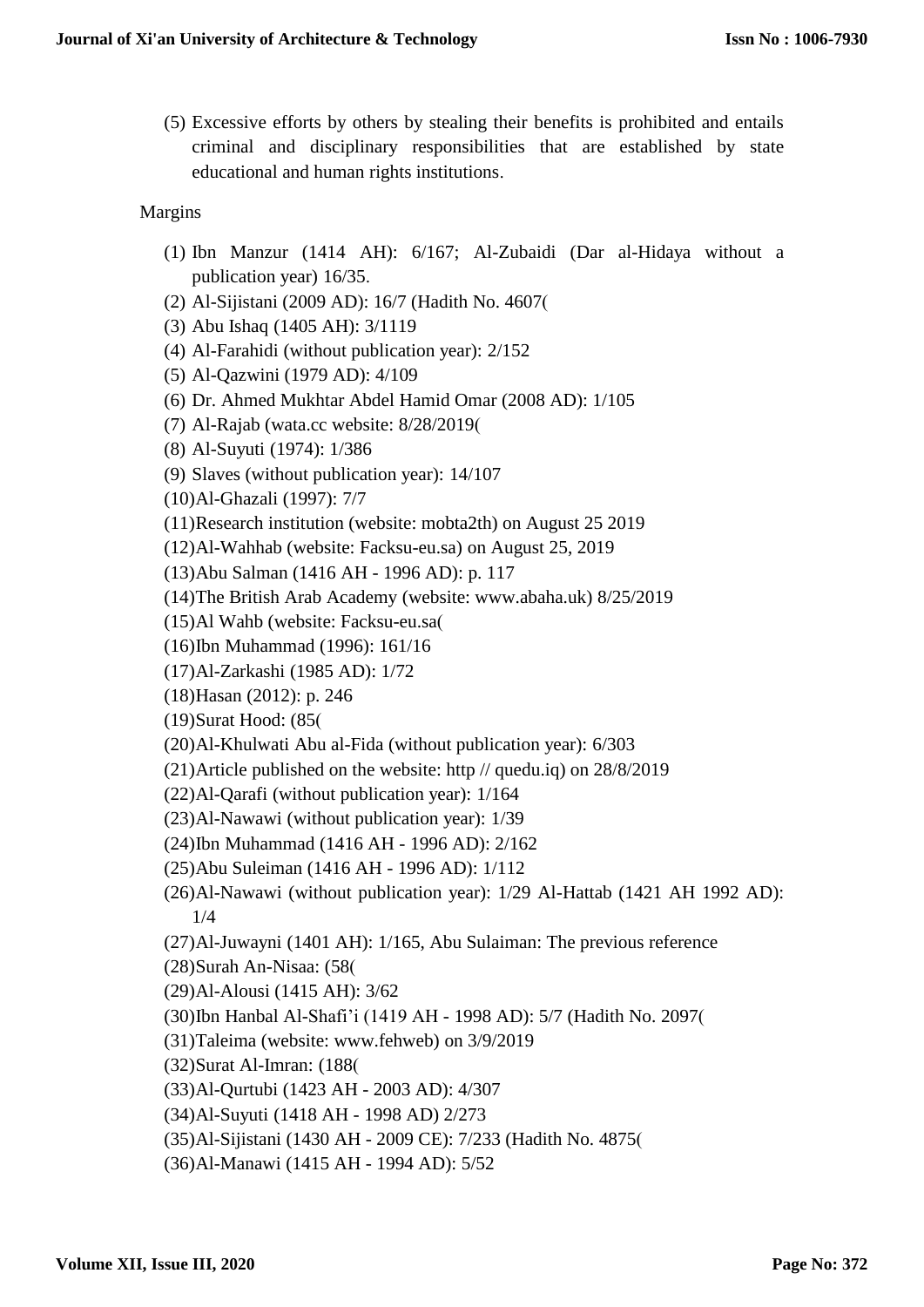(5) Excessive efforts by others by stealing their benefits is prohibited and entails criminal and disciplinary responsibilities that are established by state educational and human rights institutions.

Margins

(1) Ibn Manzur (1414 AH): 6/167; Al-Zubaidi (Dar al-Hidaya without a publication year) 16/35.
(2) Al-Sijistani (2009 AD): 16/7 (Hadith No. 4607(
(3) Abu Ishaq (1405 AH): 3/1119
(4) Al-Farahidi (without publication year): 2/152
(5) Al-Qazwini (1979 AD): 4/109
(6) Dr. Ahmed Mukhtar Abdel Hamid Omar (2008 AD): 1/105
(7) Al-Rajab (wata.cc website: 8/28/2019(
(8) Al-Suyuti (1974): 1/386
(9) Slaves (without publication year): 14/107
(10) Al-Ghazali (1997): 7/7
(11) Research institution (website: mobta2th) on August 25 2019
(12) Al-Wahhab (website: Facksu-eu.sa) on August 25, 2019
(13) Abu Salman (1416 AH - 1996 AD): p. 117
(14) The British Arab Academy (website: www.abaha.uk) 8/25/2019
(15) Al Wahb (website: Facksu-eu.sa(
(16) Ibn Muhammad (1996): 161/16
(17) Al-Zarkashi (1985 AD): 1/72
(18) Hasan (2012): p. 246
(19) Surat Hood: (85(
(20) Al-Khulwati Abu al-Fida (without publication year): 6/303
(21) Article published on the website: http // quedu.iq) on 28/8/2019
(22) Al-Qarafi (without publication year): 1/164
(23) Al-Nawawi (without publication year): 1/39
(24) Ibn Muhammad (1416 AH - 1996 AD): 2/162
(25) Abu Suleiman (1416 AH - 1996 AD): 1/112
(26) Al-Nawawi (without publication year): 1/29 Al-Hattab (1421 AH 1992 AD): 1/4
(27) Al-Juwayni (1401 AH): 1/165, Abu Sulaiman: The previous reference
(28) Surah An-Nisaa: (58(
(29) Al-Alousi (1415 AH): 3/62
(30) Ibn Hanbal Al-Shafi'i (1419 AH - 1998 AD): 5/7 (Hadith No. 2097(
(31) Taleima (website: www.fehweb) on 3/9/2019
(32) Surat Al-Imran: (188(
(33) Al-Qurtubi (1423 AH - 2003 AD): 4/307
(34) Al-Suyuti (1418 AH - 1998 AD) 2/273
(35) Al-Sijistani (1430 AH - 2009 CE): 7/233 (Hadith No. 4875(
(36) Al-Manawi (1415 AH - 1994 AD): 5/52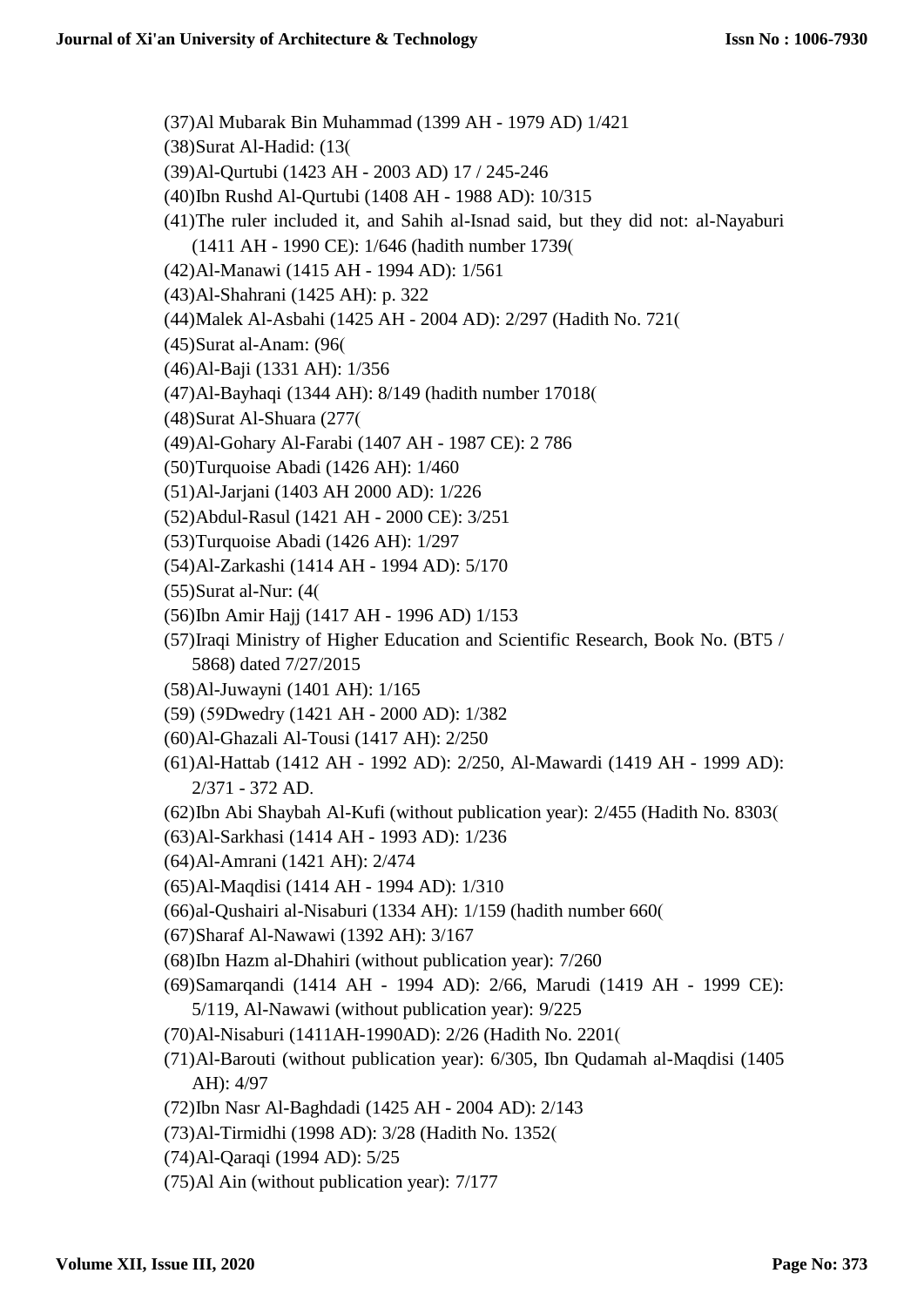(37)Al Mubarak Bin Muhammad (1399 AH - 1979 AD) 1/421

(38)Surat Al-Hadid: (13(

(39)Al-Qurtubi (1423 AH - 2003 AD) 17 / 245-246

(40)Ibn Rushd Al-Qurtubi (1408 AH - 1988 AD): 10/315

(41)The ruler included it, and Sahih al-Isnad said, but they did not: al-Nayaburi (1411 AH - 1990 CE): 1/646 (hadith number 1739(

(42)Al-Manawi (1415 AH - 1994 AD): 1/561

(43)Al-Shahrani (1425 AH): p. 322

(44)Malek Al-Asbahi (1425 AH - 2004 AD): 2/297 (Hadith No. 721(

(45)Surat al-Anam: (96(

(46)Al-Baji (1331 AH): 1/356

(47)Al-Bayhaqi (1344 AH): 8/149 (hadith number 17018(

(48)Surat Al-Shuara (277(

(49)Al-Gohary Al-Farabi (1407 AH - 1987 CE): 2 786

(50)Turquoise Abadi (1426 AH): 1/460

(51)Al-Jarjani (1403 AH 2000 AD): 1/226

(52)Abdul-Rasul (1421 AH - 2000 CE): 3/251

(53)Turquoise Abadi (1426 AH): 1/297

(54)Al-Zarkashi (1414 AH - 1994 AD): 5/170

(55)Surat al-Nur: (4(

(56)Ibn Amir Hajj (1417 AH - 1996 AD) 1/153

(57)Iraqi Ministry of Higher Education and Scientific Research, Book No. (BT5 / 5868) dated 7/27/2015

(58)Al-Juwayni (1401 AH): 1/165

(59) (59Dwedry (1421 AH - 2000 AD): 1/382

(60)Al-Ghazali Al-Tousi (1417 AH): 2/250

(61)Al-Hattab (1412 AH - 1992 AD): 2/250, Al-Mawardi (1419 AH - 1999 AD): 2/371 - 372 AD.

(62)Ibn Abi Shaybah Al-Kufi (without publication year): 2/455 (Hadith No. 8303(

(63)Al-Sarkhasi (1414 AH - 1993 AD): 1/236

(64)Al-Amrani (1421 AH): 2/474

(65)Al-Maqdisi (1414 AH - 1994 AD): 1/310

(66)al-Qushairi al-Nisaburi (1334 AH): 1/159 (hadith number 660(

(67)Sharaf Al-Nawawi (1392 AH): 3/167

(68)Ibn Hazm al-Dhahiri (without publication year): 7/260

(69)Samarqandi (1414 AH - 1994 AD): 2/66, Marudi (1419 AH - 1999 CE): 5/119, Al-Nawawi (without publication year): 9/225

(70)Al-Nisaburi (1411AH-1990AD): 2/26 (Hadith No. 2201(

(71)Al-Barouti (without publication year): 6/305, Ibn Qudamah al-Maqdisi (1405 AH): 4/97

(72)Ibn Nasr Al-Baghdadi (1425 AH - 2004 AD): 2/143

(73)Al-Tirmidhi (1998 AD): 3/28 (Hadith No. 1352(

(74)Al-Qaraqi (1994 AD): 5/25

(75)Al Ain (without publication year): 7/177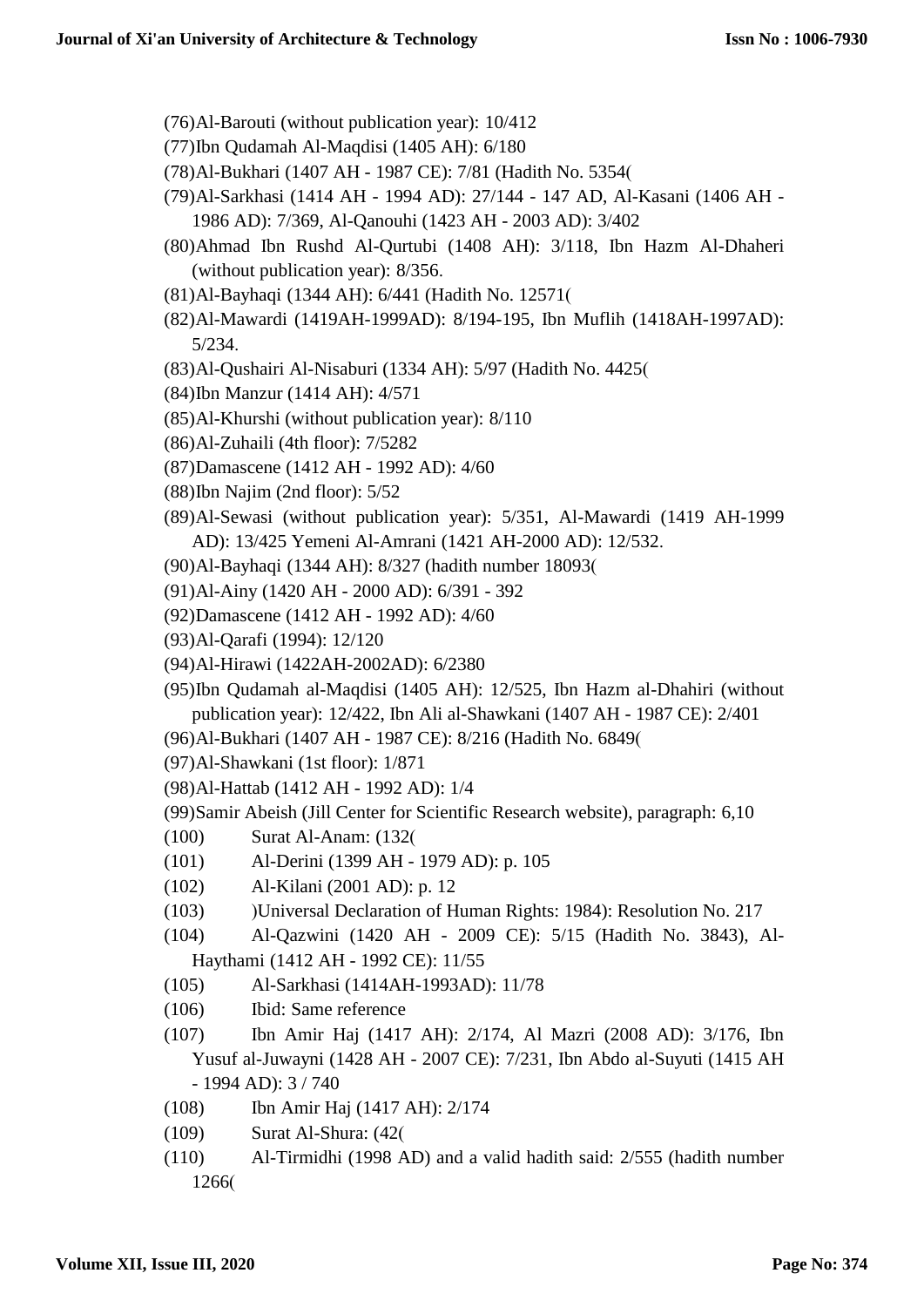(76)Al-Barouti (without publication year): 10/412

(77)Ibn Qudamah Al-Maqdisi (1405 AH): 6/180

(78)Al-Bukhari (1407 AH - 1987 CE): 7/81 (Hadith No. 5354(

(79)Al-Sarkhasi (1414 AH - 1994 AD): 27/144 - 147 AD, Al-Kasani (1406 AH - 1986 AD): 7/369, Al-Qanouhi (1423 AH - 2003 AD): 3/402

(80)Ahmad Ibn Rushd Al-Qurtubi (1408 AH): 3/118, Ibn Hazm Al-Dhaheri (without publication year): 8/356.

(81)Al-Bayhaqi (1344 AH): 6/441 (Hadith No. 12571(

(82)Al-Mawardi (1419AH-1999AD): 8/194-195, Ibn Muflih (1418AH-1997AD): 5/234.

(83)Al-Qushairi Al-Nisaburi (1334 AH): 5/97 (Hadith No. 4425(

(84)Ibn Manzur (1414 AH): 4/571

(85)Al-Khurshi (without publication year): 8/110

(86)Al-Zuhaili (4th floor): 7/5282

(87)Damascene (1412 AH - 1992 AD): 4/60

(88)Ibn Najim (2nd floor): 5/52

(89)Al-Sewasi (without publication year): 5/351, Al-Mawardi (1419 AH-1999 AD): 13/425 Yemeni Al-Amrani (1421 AH-2000 AD): 12/532.

(90)Al-Bayhaqi (1344 AH): 8/327 (hadith number 18093(

(91)Al-Ainy (1420 AH - 2000 AD): 6/391 - 392

(92)Damascene (1412 AH - 1992 AD): 4/60

(93)Al-Qarafi (1994): 12/120

(94)Al-Hirawi (1422AH-2002AD): 6/2380

(95)Ibn Qudamah al-Maqdisi (1405 AH): 12/525, Ibn Hazm al-Dhahiri (without publication year): 12/422, Ibn Ali al-Shawkani (1407 AH - 1987 CE): 2/401

(96)Al-Bukhari (1407 AH - 1987 CE): 8/216 (Hadith No. 6849(

(97)Al-Shawkani (1st floor): 1/871

(98)Al-Hattab (1412 AH - 1992 AD): 1/4

(99)Samir Abeish (Jill Center for Scientific Research website), paragraph: 6,10

(100) Surat Al-Anam: (132(

(101) Al-Derini (1399 AH - 1979 AD): p. 105

(102) Al-Kilani (2001 AD): p. 12

(103) )Universal Declaration of Human Rights: 1984): Resolution No. 217

(104) Al-Qazwini (1420 AH - 2009 CE): 5/15 (Hadith No. 3843), Al-Haythami (1412 AH - 1992 CE): 11/55

(105) Al-Sarkhasi (1414AH-1993AD): 11/78

(106) Ibid: Same reference

(107) Ibn Amir Haj (1417 AH): 2/174, Al Mazri (2008 AD): 3/176, Ibn Yusuf al-Juwayni (1428 AH - 2007 CE): 7/231, Ibn Abdo al-Suyuti (1415 AH - 1994 AD): 3 / 740

(108) Ibn Amir Haj (1417 AH): 2/174

(109) Surat Al-Shura: (42(

(110) Al-Tirmidhi (1998 AD) and a valid hadith said: 2/555 (hadith number 1266(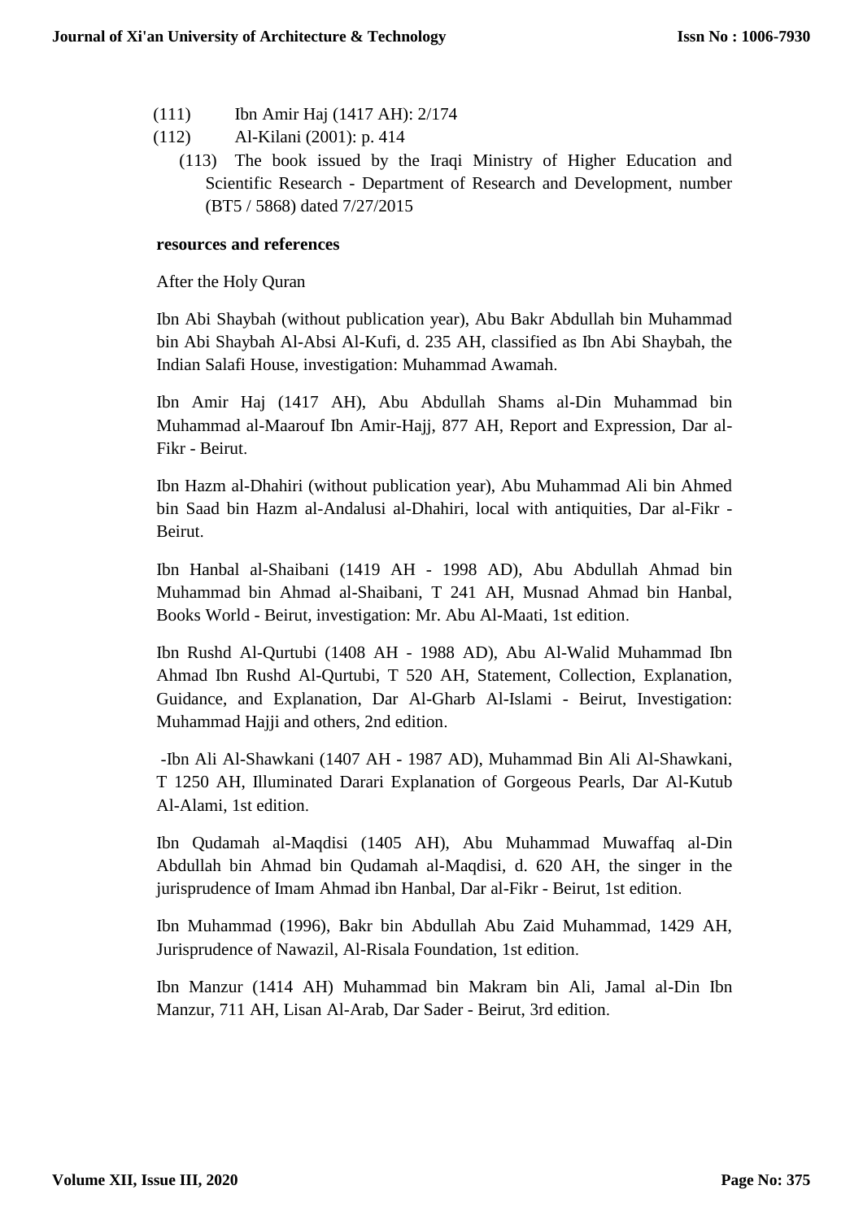(111) Ibn Amir Haj (1417 AH): 2/174

(112) Al-Kilani (2001): p. 414

(113) The book issued by the Iraqi Ministry of Higher Education and Scientific Research - Department of Research and Development, number (BT5 / 5868) dated 7/27/2015

**resources and references**

After the Holy Quran

Ibn Abi Shaybah (without publication year), Abu Bakr Abdullah bin Muhammad bin Abi Shaybah Al-Absi Al-Kufi, d. 235 AH, classified as Ibn Abi Shaybah, the Indian Salafi House, investigation: Muhammad Awamah.

Ibn Amir Haj (1417 AH), Abu Abdullah Shams al-Din Muhammad bin Muhammad al-Maarouf Ibn Amir-Hajj, 877 AH, Report and Expression, Dar al-Fikr - Beirut.

Ibn Hazm al-Dhahiri (without publication year), Abu Muhammad Ali bin Ahmed bin Saad bin Hazm al-Andalusi al-Dhahiri, local with antiquities, Dar al-Fikr - Beirut.

Ibn Hanbal al-Shaibani (1419 AH - 1998 AD), Abu Abdullah Ahmad bin Muhammad bin Ahmad al-Shaibani, T 241 AH, Musnad Ahmad bin Hanbal, Books World - Beirut, investigation: Mr. Abu Al-Maati, 1st edition.

Ibn Rushd Al-Qurtubi (1408 AH - 1988 AD), Abu Al-Walid Muhammad Ibn Ahmad Ibn Rushd Al-Qurtubi, T 520 AH, Statement, Collection, Explanation, Guidance, and Explanation, Dar Al-Gharb Al-Islami - Beirut, Investigation: Muhammad Hajji and others, 2nd edition.

-Ibn Ali Al-Shawkani (1407 AH - 1987 AD), Muhammad Bin Ali Al-Shawkani, T 1250 AH, Illuminated Darari Explanation of Gorgeous Pearls, Dar Al-Kutub Al-Alami, 1st edition.

Ibn Qudamah al-Maqdisi (1405 AH), Abu Muhammad Muwaffaq al-Din Abdullah bin Ahmad bin Qudamah al-Maqdisi, d. 620 AH, the singer in the jurisprudence of Imam Ahmad ibn Hanbal, Dar al-Fikr - Beirut, 1st edition.

Ibn Muhammad (1996), Bakr bin Abdullah Abu Zaid Muhammad, 1429 AH, Jurisprudence of Nawazil, Al-Risala Foundation, 1st edition.

Ibn Manzur (1414 AH) Muhammad bin Makram bin Ali, Jamal al-Din Ibn Manzur, 711 AH, Lisan Al-Arab, Dar Sader - Beirut, 3rd edition.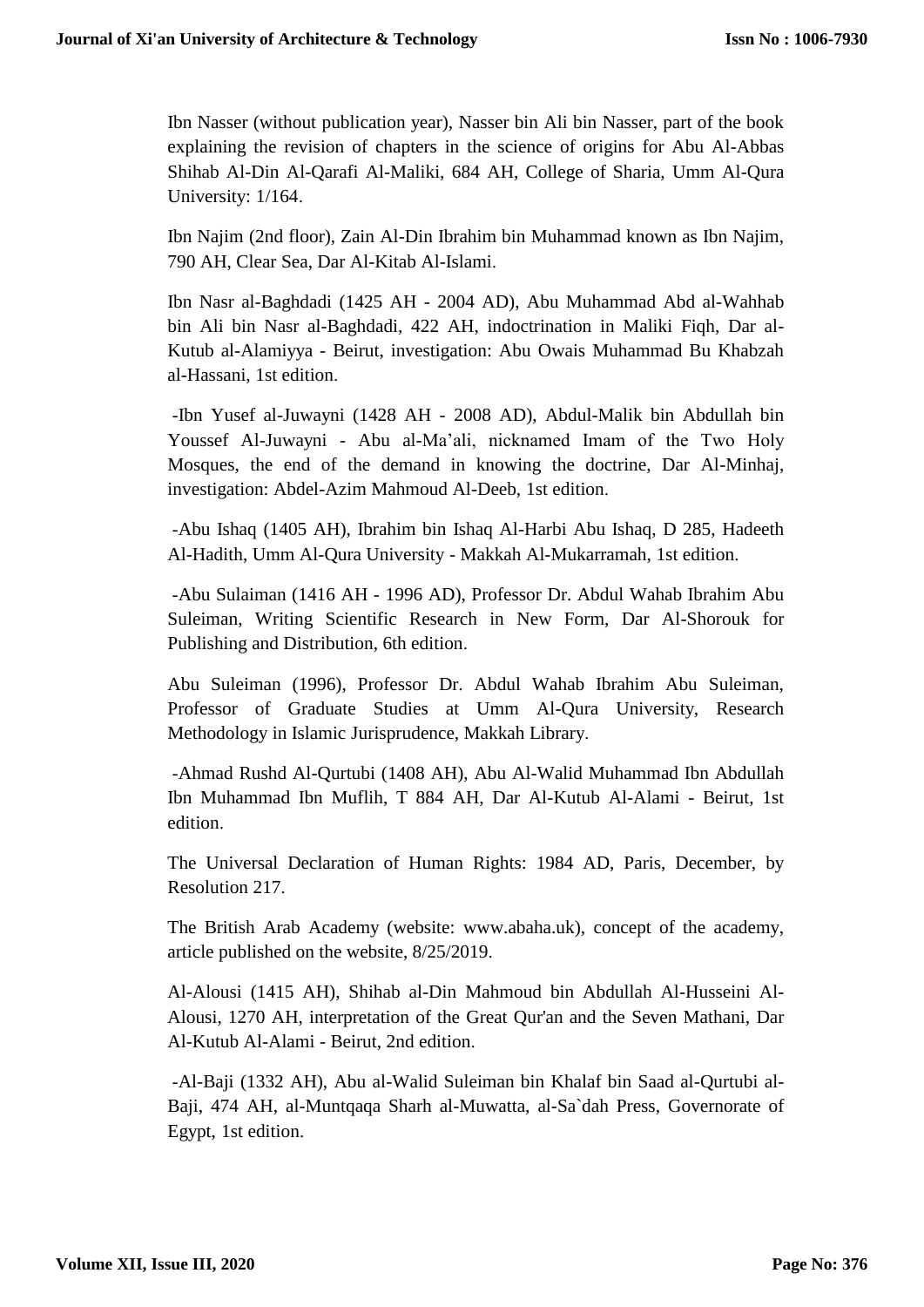Ibn Nasser (without publication year), Nasser bin Ali bin Nasser, part of the book explaining the revision of chapters in the science of origins for Abu Al-Abbas Shihab Al-Din Al-Qarafi Al-Maliki, 684 AH, College of Sharia, Umm Al-Qura University: 1/164.

Ibn Najim (2nd floor), Zain Al-Din Ibrahim bin Muhammad known as Ibn Najim, 790 AH, Clear Sea, Dar Al-Kitab Al-Islami.

Ibn Nasr al-Baghdadi (1425 AH - 2004 AD), Abu Muhammad Abd al-Wahhab bin Ali bin Nasr al-Baghdadi, 422 AH, indoctrination in Maliki Fiqh, Dar al-Kutub al-Alamiyya - Beirut, investigation: Abu Owais Muhammad Bu Khabzah al-Hassani, 1st edition.

-Ibn Yusef al-Juwayni (1428 AH - 2008 AD), Abdul-Malik bin Abdullah bin Youssef Al-Juwayni - Abu al-Ma'ali, nicknamed Imam of the Two Holy Mosques, the end of the demand in knowing the doctrine, Dar Al-Minhaj, investigation: Abdel-Azim Mahmoud Al-Deeb, 1st edition.

-Abu Ishaq (1405 AH), Ibrahim bin Ishaq Al-Harbi Abu Ishaq, D 285, Hadeeth Al-Hadith, Umm Al-Qura University - Makkah Al-Mukarramah, 1st edition.

-Abu Sulaiman (1416 AH - 1996 AD), Professor Dr. Abdul Wahab Ibrahim Abu Suleiman, Writing Scientific Research in New Form, Dar Al-Shorouk for Publishing and Distribution, 6th edition.

Abu Suleiman (1996), Professor Dr. Abdul Wahab Ibrahim Abu Suleiman, Professor of Graduate Studies at Umm Al-Qura University, Research Methodology in Islamic Jurisprudence, Makkah Library.

-Ahmad Rushd Al-Qurtubi (1408 AH), Abu Al-Walid Muhammad Ibn Abdullah Ibn Muhammad Ibn Muflih, T 884 AH, Dar Al-Kutub Al-Alami - Beirut, 1st edition.

The Universal Declaration of Human Rights: 1984 AD, Paris, December, by Resolution 217.

The British Arab Academy (website: www.abaha.uk), concept of the academy, article published on the website, 8/25/2019.

Al-Alousi (1415 AH), Shihab al-Din Mahmoud bin Abdullah Al-Husseini Al-Alousi, 1270 AH, interpretation of the Great Qur'an and the Seven Mathani, Dar Al-Kutub Al-Alami - Beirut, 2nd edition.

-Al-Baji (1332 AH), Abu al-Walid Suleiman bin Khalaf bin Saad al-Qurtubi al-Baji, 474 AH, al-Muntqaqa Sharh al-Muwatta, al-Sa`dah Press, Governorate of Egypt, 1st edition.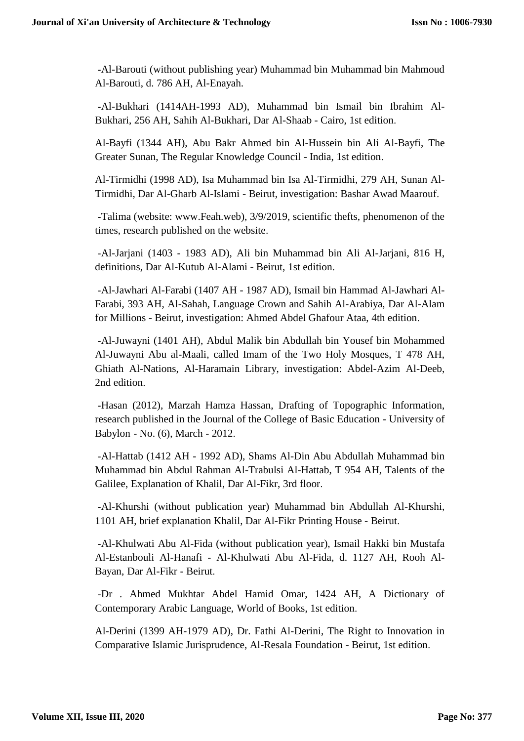-Al-Barouti (without publishing year) Muhammad bin Muhammad bin Mahmoud Al-Barouti, d. 786 AH, Al-Enayah.

-Al-Bukhari (1414AH-1993 AD), Muhammad bin Ismail bin Ibrahim Al-Bukhari, 256 AH, Sahih Al-Bukhari, Dar Al-Shaab - Cairo, 1st edition.

Al-Bayfi (1344 AH), Abu Bakr Ahmed bin Al-Hussein bin Ali Al-Bayfi, The Greater Sunan, The Regular Knowledge Council - India, 1st edition.

Al-Tirmidhi (1998 AD), Isa Muhammad bin Isa Al-Tirmidhi, 279 AH, Sunan Al-Tirmidhi, Dar Al-Gharb Al-Islami - Beirut, investigation: Bashar Awad Maarouf.

-Talima (website: www.Feah.web), 3/9/2019, scientific thefts, phenomenon of the times, research published on the website.

-Al-Jarjani (1403 - 1983 AD), Ali bin Muhammad bin Ali Al-Jarjani, 816 H, definitions, Dar Al-Kutub Al-Alami - Beirut, 1st edition.

-Al-Jawhari Al-Farabi (1407 AH - 1987 AD), Ismail bin Hammad Al-Jawhari Al-Farabi, 393 AH, Al-Sahah, Language Crown and Sahih Al-Arabiya, Dar Al-Alam for Millions - Beirut, investigation: Ahmed Abdel Ghafour Ataa, 4th edition.

-Al-Juwayni (1401 AH), Abdul Malik bin Abdullah bin Yousef bin Mohammed Al-Juwayni Abu al-Maali, called Imam of the Two Holy Mosques, T 478 AH, Ghiath Al-Nations, Al-Haramain Library, investigation: Abdel-Azim Al-Deeb, 2nd edition.

-Hasan (2012), Marzah Hamza Hassan, Drafting of Topographic Information, research published in the Journal of the College of Basic Education - University of Babylon - No. (6), March - 2012.

-Al-Hattab (1412 AH - 1992 AD), Shams Al-Din Abu Abdullah Muhammad bin Muhammad bin Abdul Rahman Al-Trabulsi Al-Hattab, T 954 AH, Talents of the Galilee, Explanation of Khalil, Dar Al-Fikr, 3rd floor.

-Al-Khurshi (without publication year) Muhammad bin Abdullah Al-Khurshi, 1101 AH, brief explanation Khalil, Dar Al-Fikr Printing House - Beirut.

-Al-Khulwati Abu Al-Fida (without publication year), Ismail Hakki bin Mustafa Al-Estanbouli Al-Hanafi - Al-Khulwati Abu Al-Fida, d. 1127 AH, Rooh Al-Bayan, Dar Al-Fikr - Beirut.

-Dr . Ahmed Mukhtar Abdel Hamid Omar, 1424 AH, A Dictionary of Contemporary Arabic Language, World of Books, 1st edition.

Al-Derini (1399 AH-1979 AD), Dr. Fathi Al-Derini, The Right to Innovation in Comparative Islamic Jurisprudence, Al-Resala Foundation - Beirut, 1st edition.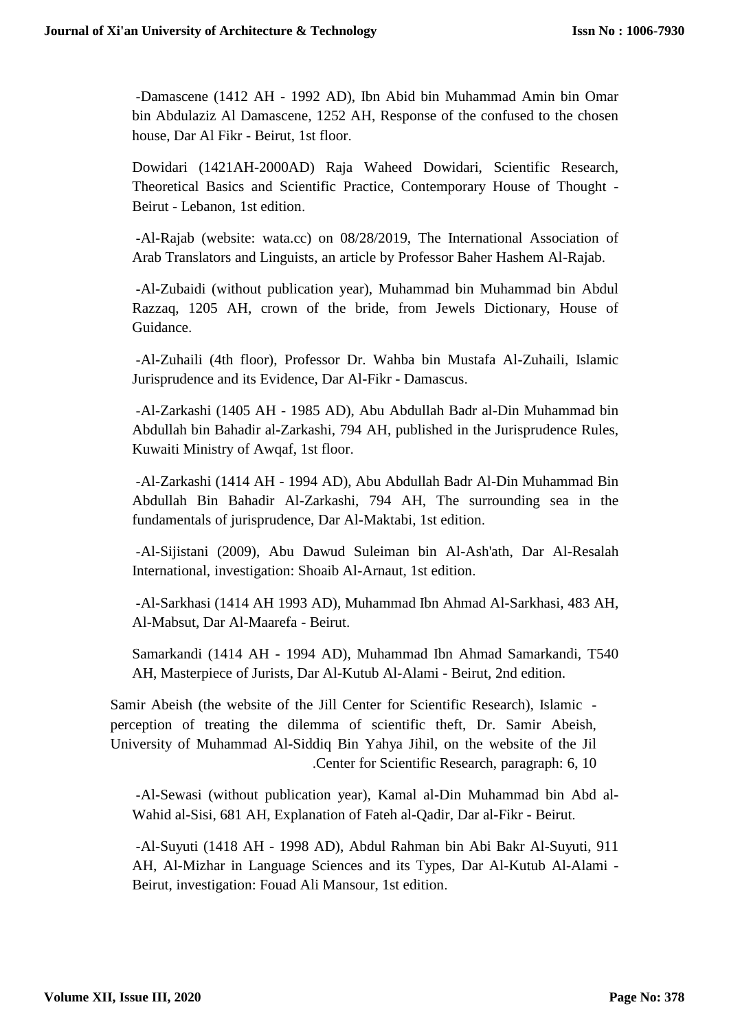-Damascene (1412 AH - 1992 AD), Ibn Abid bin Muhammad Amin bin Omar bin Abdulaziz Al Damascene, 1252 AH, Response of the confused to the chosen house, Dar Al Fikr - Beirut, 1st floor.

Dowidari (1421AH-2000AD) Raja Waheed Dowidari, Scientific Research, Theoretical Basics and Scientific Practice, Contemporary House of Thought - Beirut - Lebanon, 1st edition.

-Al-Rajab (website: wata.cc) on 08/28/2019, The International Association of Arab Translators and Linguists, an article by Professor Baher Hashem Al-Rajab.

-Al-Zubaidi (without publication year), Muhammad bin Muhammad bin Abdul Razzaq, 1205 AH, crown of the bride, from Jewels Dictionary, House of Guidance.

-Al-Zuhaili (4th floor), Professor Dr. Wahba bin Mustafa Al-Zuhaili, Islamic Jurisprudence and its Evidence, Dar Al-Fikr - Damascus.

-Al-Zarkashi (1405 AH - 1985 AD), Abu Abdullah Badr al-Din Muhammad bin Abdullah bin Bahadir al-Zarkashi, 794 AH, published in the Jurisprudence Rules, Kuwaiti Ministry of Awqaf, 1st floor.

-Al-Zarkashi (1414 AH - 1994 AD), Abu Abdullah Badr Al-Din Muhammad Bin Abdullah Bin Bahadir Al-Zarkashi, 794 AH, The surrounding sea in the fundamentals of jurisprudence, Dar Al-Maktabi, 1st edition.

-Al-Sijistani (2009), Abu Dawud Suleiman bin Al-Ash'ath, Dar Al-Resalah International, investigation: Shoaib Al-Arnaut, 1st edition.

-Al-Sarkhasi (1414 AH 1993 AD), Muhammad Ibn Ahmad Al-Sarkhasi, 483 AH, Al-Mabsut, Dar Al-Maarefa - Beirut.

Samarkandi (1414 AH - 1994 AD), Muhammad Ibn Ahmad Samarkandi, T540 AH, Masterpiece of Jurists, Dar Al-Kutub Al-Alami - Beirut, 2nd edition.

Samir Abeish (the website of the Jill Center for Scientific Research), Islamic - perception of treating the dilemma of scientific theft, Dr. Samir Abeish, University of Muhammad Al-Siddiq Bin Yahya Jihil, on the website of the Jil .Center for Scientific Research, paragraph: 6, 10

-Al-Sewasi (without publication year), Kamal al-Din Muhammad bin Abd al-Wahid al-Sisi, 681 AH, Explanation of Fateh al-Qadir, Dar al-Fikr - Beirut.

-Al-Suyuti (1418 AH - 1998 AD), Abdul Rahman bin Abi Bakr Al-Suyuti, 911 AH, Al-Mizhar in Language Sciences and its Types, Dar Al-Kutub Al-Alami - Beirut, investigation: Fouad Ali Mansour, 1st edition.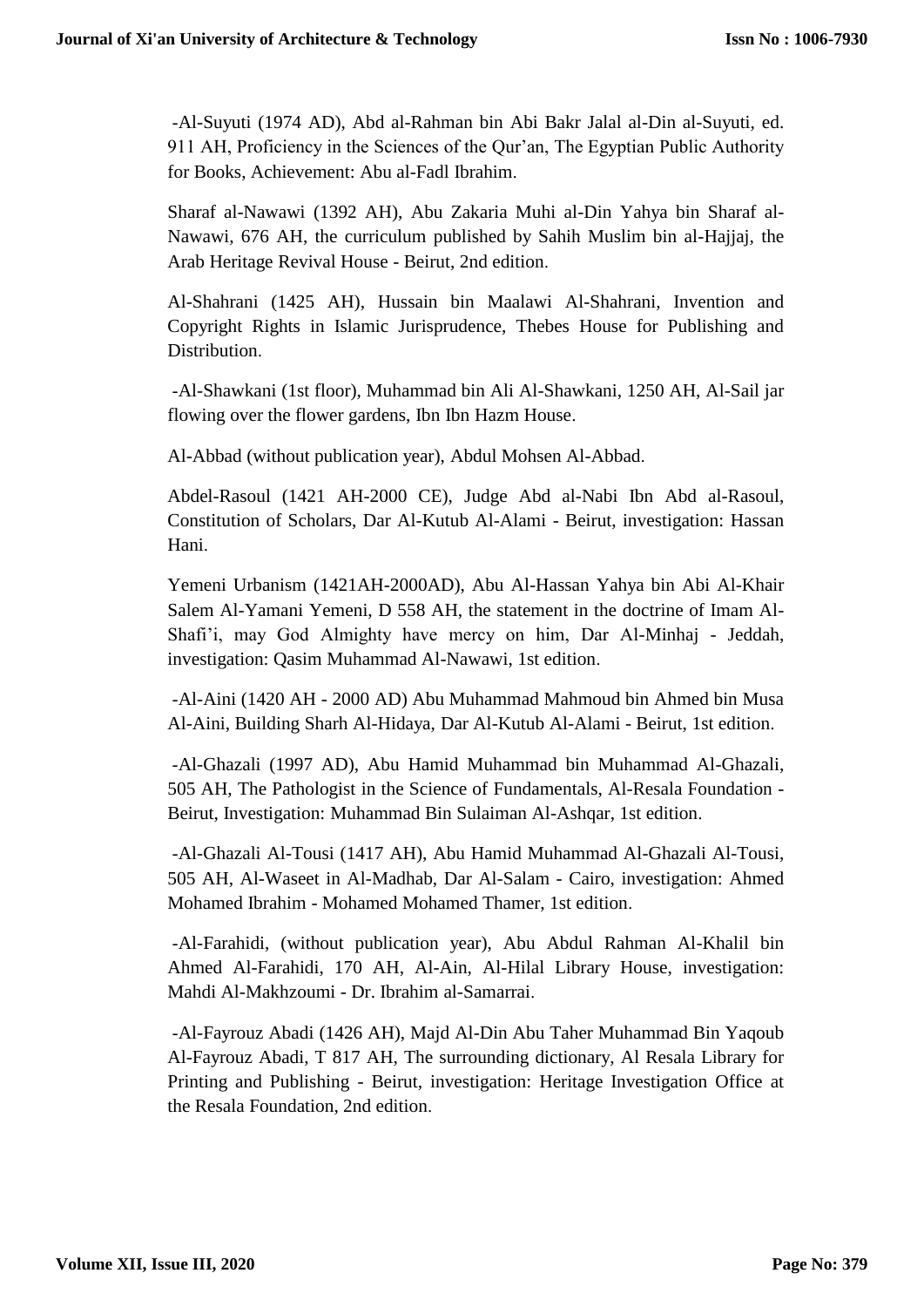-Al-Suyuti (1974 AD), Abd al-Rahman bin Abi Bakr Jalal al-Din al-Suyuti, ed. 911 AH, Proficiency in the Sciences of the Qur'an, The Egyptian Public Authority for Books, Achievement: Abu al-Fadl Ibrahim.

Sharaf al-Nawawi (1392 AH), Abu Zakaria Muhi al-Din Yahya bin Sharaf al-Nawawi, 676 AH, the curriculum published by Sahih Muslim bin al-Hajjaj, the Arab Heritage Revival House - Beirut, 2nd edition.

Al-Shahrani (1425 AH), Hussain bin Maalawi Al-Shahrani, Invention and Copyright Rights in Islamic Jurisprudence, Thebes House for Publishing and Distribution.

-Al-Shawkani (1st floor), Muhammad bin Ali Al-Shawkani, 1250 AH, Al-Sail jar flowing over the flower gardens, Ibn Ibn Hazm House.

Al-Abbad (without publication year), Abdul Mohsen Al-Abbad.

Abdel-Rasoul (1421 AH-2000 CE), Judge Abd al-Nabi Ibn Abd al-Rasoul, Constitution of Scholars, Dar Al-Kutub Al-Alami - Beirut, investigation: Hassan Hani.

Yemeni Urbanism (1421AH-2000AD), Abu Al-Hassan Yahya bin Abi Al-Khair Salem Al-Yamani Yemeni, D 558 AH, the statement in the doctrine of Imam Al-Shafi'i, may God Almighty have mercy on him, Dar Al-Minhaj - Jeddah, investigation: Qasim Muhammad Al-Nawawi, 1st edition.

-Al-Aini (1420 AH - 2000 AD) Abu Muhammad Mahmoud bin Ahmed bin Musa Al-Aini, Building Sharh Al-Hidaya, Dar Al-Kutub Al-Alami - Beirut, 1st edition.

-Al-Ghazali (1997 AD), Abu Hamid Muhammad bin Muhammad Al-Ghazali, 505 AH, The Pathologist in the Science of Fundamentals, Al-Resala Foundation - Beirut, Investigation: Muhammad Bin Sulaiman Al-Ashqar, 1st edition.

-Al-Ghazali Al-Tousi (1417 AH), Abu Hamid Muhammad Al-Ghazali Al-Tousi, 505 AH, Al-Waseet in Al-Madhab, Dar Al-Salam - Cairo, investigation: Ahmed Mohamed Ibrahim - Mohamed Mohamed Thamer, 1st edition.

-Al-Farahidi, (without publication year), Abu Abdul Rahman Al-Khalil bin Ahmed Al-Farahidi, 170 AH, Al-Ain, Al-Hilal Library House, investigation: Mahdi Al-Makhzoumi - Dr. Ibrahim al-Samarrai.

-Al-Fayrouz Abadi (1426 AH), Majd Al-Din Abu Taher Muhammad Bin Yaqoub Al-Fayrouz Abadi, T 817 AH, The surrounding dictionary, Al Resala Library for Printing and Publishing - Beirut, investigation: Heritage Investigation Office at the Resala Foundation, 2nd edition.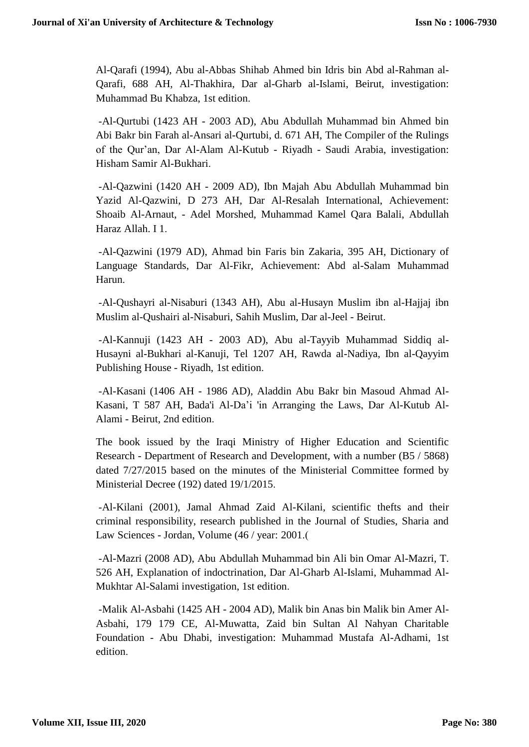Al-Qarafi (1994), Abu al-Abbas Shihab Ahmed bin Idris bin Abd al-Rahman al-Qarafi, 688 AH, Al-Thakhira, Dar al-Gharb al-Islami, Beirut, investigation: Muhammad Bu Khabza, 1st edition.

-Al-Qurtubi (1423 AH - 2003 AD), Abu Abdullah Muhammad bin Ahmed bin Abi Bakr bin Farah al-Ansari al-Qurtubi, d. 671 AH, The Compiler of the Rulings of the Qur'an, Dar Al-Alam Al-Kutub - Riyadh - Saudi Arabia, investigation: Hisham Samir Al-Bukhari.

-Al-Qazwini (1420 AH - 2009 AD), Ibn Majah Abu Abdullah Muhammad bin Yazid Al-Qazwini, D 273 AH, Dar Al-Resalah International, Achievement: Shoaib Al-Arnaut, - Adel Morshed, Muhammad Kamel Qara Balali, Abdullah Haraz Allah. I 1.

-Al-Qazwini (1979 AD), Ahmad bin Faris bin Zakaria, 395 AH, Dictionary of Language Standards, Dar Al-Fikr, Achievement: Abd al-Salam Muhammad Harun.

-Al-Qushayri al-Nisaburi (1343 AH), Abu al-Husayn Muslim ibn al-Hajjaj ibn Muslim al-Qushairi al-Nisaburi, Sahih Muslim, Dar al-Jeel - Beirut.

-Al-Kannuji (1423 AH - 2003 AD), Abu al-Tayyib Muhammad Siddiq al-Husayni al-Bukhari al-Kanuji, Tel 1207 AH, Rawda al-Nadiya, Ibn al-Qayyim Publishing House - Riyadh, 1st edition.

-Al-Kasani (1406 AH - 1986 AD), Aladdin Abu Bakr bin Masoud Ahmad Al-Kasani, T 587 AH, Bada'i Al-Da'i 'in Arranging the Laws, Dar Al-Kutub Al-Alami - Beirut, 2nd edition.

The book issued by the Iraqi Ministry of Higher Education and Scientific Research - Department of Research and Development, with a number (B5 / 5868) dated 7/27/2015 based on the minutes of the Ministerial Committee formed by Ministerial Decree (192) dated 19/1/2015.

-Al-Kilani (2001), Jamal Ahmad Zaid Al-Kilani, scientific thefts and their criminal responsibility, research published in the Journal of Studies, Sharia and Law Sciences - Jordan, Volume (46 / year: 2001.(

-Al-Mazri (2008 AD), Abu Abdullah Muhammad bin Ali bin Omar Al-Mazri, T. 526 AH, Explanation of indoctrination, Dar Al-Gharb Al-Islami, Muhammad Al-Mukhtar Al-Salami investigation, 1st edition.

-Malik Al-Asbahi (1425 AH - 2004 AD), Malik bin Anas bin Malik bin Amer Al-Asbahi, 179 179 CE, Al-Muwatta, Zaid bin Sultan Al Nahyan Charitable Foundation - Abu Dhabi, investigation: Muhammad Mustafa Al-Adhami, 1st edition.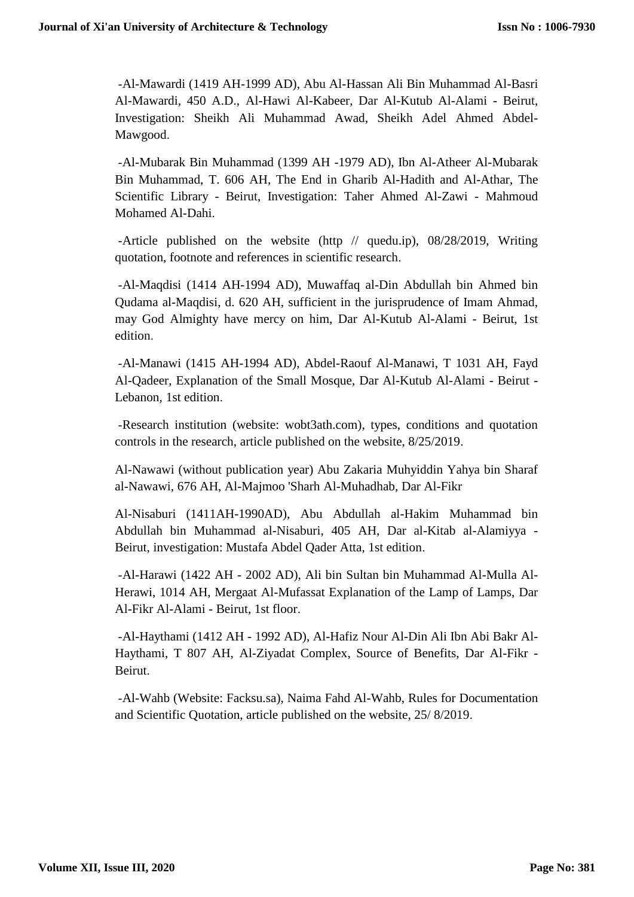-Al-Mawardi (1419 AH-1999 AD), Abu Al-Hassan Ali Bin Muhammad Al-Basri Al-Mawardi, 450 A.D., Al-Hawi Al-Kabeer, Dar Al-Kutub Al-Alami - Beirut, Investigation: Sheikh Ali Muhammad Awad, Sheikh Adel Ahmed Abdel-Mawgood.

-Al-Mubarak Bin Muhammad (1399 AH -1979 AD), Ibn Al-Atheer Al-Mubarak Bin Muhammad, T. 606 AH, The End in Gharib Al-Hadith and Al-Athar, The Scientific Library - Beirut, Investigation: Taher Ahmed Al-Zawi - Mahmoud Mohamed Al-Dahi.

-Article published on the website (http // quedu.ip), 08/28/2019, Writing quotation, footnote and references in scientific research.

-Al-Maqdisi (1414 AH-1994 AD), Muwaffaq al-Din Abdullah bin Ahmed bin Qudama al-Maqdisi, d. 620 AH, sufficient in the jurisprudence of Imam Ahmad, may God Almighty have mercy on him, Dar Al-Kutub Al-Alami - Beirut, 1st edition.

-Al-Manawi (1415 AH-1994 AD), Abdel-Raouf Al-Manawi, T 1031 AH, Fayd Al-Qadeer, Explanation of the Small Mosque, Dar Al-Kutub Al-Alami - Beirut - Lebanon, 1st edition.

-Research institution (website: wobt3ath.com), types, conditions and quotation controls in the research, article published on the website, 8/25/2019.

Al-Nawawi (without publication year) Abu Zakaria Muhyiddin Yahya bin Sharaf al-Nawawi, 676 AH, Al-Majmoo 'Sharh Al-Muhadhab, Dar Al-Fikr

Al-Nisaburi (1411AH-1990AD), Abu Abdullah al-Hakim Muhammad bin Abdullah bin Muhammad al-Nisaburi, 405 AH, Dar al-Kitab al-Alamiyya - Beirut, investigation: Mustafa Abdel Qader Atta, 1st edition.

-Al-Harawi (1422 AH - 2002 AD), Ali bin Sultan bin Muhammad Al-Mulla Al-Herawi, 1014 AH, Mergaat Al-Mufassat Explanation of the Lamp of Lamps, Dar Al-Fikr Al-Alami - Beirut, 1st floor.

-Al-Haythami (1412 AH - 1992 AD), Al-Hafiz Nour Al-Din Ali Ibn Abi Bakr Al-Haythami, T 807 AH, Al-Ziyadat Complex, Source of Benefits, Dar Al-Fikr - Beirut.

-Al-Wahb (Website: Facksu.sa), Naima Fahd Al-Wahb, Rules for Documentation and Scientific Quotation, article published on the website, 25/ 8/2019.